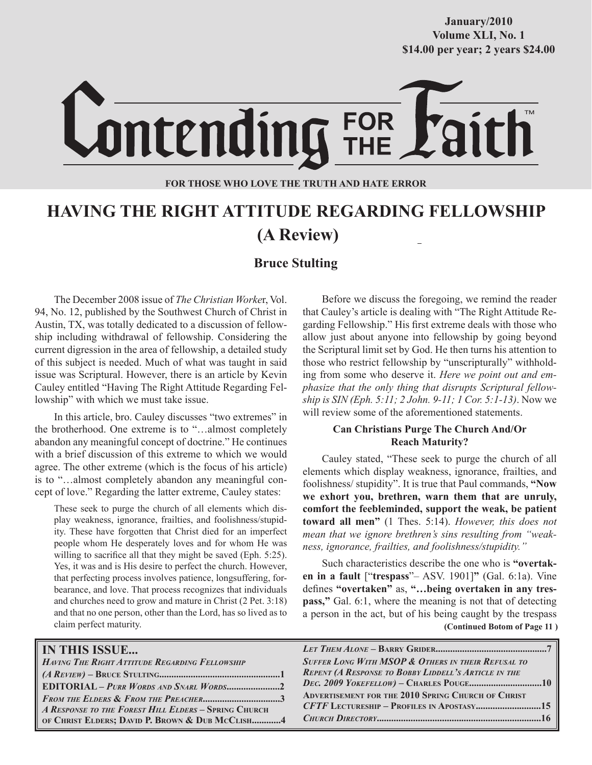January/2010
Volume XLI, No. 1
$14.00 per year; 2 years $24.00

# Contending FOR THE Faith™

**FOR THOSE WHO LOVE THE TRUTH AND HATE ERROR**

## HAVING THE RIGHT ATTITUDE REGARDING FELLOWSHIP (A Review)

### Bruce Stulting

The December 2008 issue of *The Christian Worker*, Vol. 94, No. 12, published by the Southwest Church of Christ in Austin, TX, was totally dedicated to a discussion of fellowship including withdrawal of fellowship. Considering the current digression in the area of fellowship, a detailed study of this subject is needed. Much of what was taught in said issue was Scriptural. However, there is an article by Kevin Cauley entitled "Having The Right Attitude Regarding Fellowship" with which we must take issue.

In this article, bro. Cauley discusses "two extremes" in the brotherhood. One extreme is to "…almost completely abandon any meaningful concept of doctrine." He continues with a brief discussion of this extreme to which we would agree. The other extreme (which is the focus of his article) is to "…almost completely abandon any meaningful concept of love." Regarding the latter extreme, Cauley states:

> These seek to purge the church of all elements which display weakness, ignorance, frailties, and foolishness/stupidity. These have forgotten that Christ died for an imperfect people whom He desperately loves and for whom He was willing to sacrifice all that they might be saved (Eph. 5:25). Yes, it was and is His desire to perfect the church. However, that perfecting process involves patience, longsuffering, forbearance, and love. That process recognizes that individuals and churches need to grow and mature in Christ (2 Pet. 3:18) and that no one person, other than the Lord, has so lived as to claim perfect maturity.

Before we discuss the foregoing, we remind the reader that Cauley's article is dealing with "The Right Attitude Regarding Fellowship." His first extreme deals with those who allow just about anyone into fellowship by going beyond the Scriptural limit set by God. He then turns his attention to those who restrict fellowship by "unscripturally" withholding from some who deserve it. *Here we point out and emphasize that the only thing that disrupts Scriptural fellowship is SIN (Eph. 5:11; 2 John. 9-11; 1 Cor. 5:1-13)*. Now we will review some of the aforementioned statements.

#### Can Christians Purge The Church And/Or Reach Maturity?

Cauley stated, "These seek to purge the church of all elements which display weakness, ignorance, frailties, and foolishness/ stupidity". It is true that Paul commands, **"Now we exhort you, brethren, warn them that are unruly, comfort the feebleminded, support the weak, be patient toward all men"** (1 Thes. 5:14). *However, this does not mean that we ignore brethren's sins resulting from "weakness, ignorance, frailties, and foolishness/stupidity."*

Such characteristics describe the one who is **"overtaken in a fault** [**"trespass"**– ASV. 1901]**"** (Gal. 6:1a). Vine defines **"overtaken"** as, **"…being overtaken in any trespass,"** Gal. 6:1, where the meaning is not that of detecting a person in the act, but of his being caught by the trespass

**(Continued Botom of Page 11 )**

**IN THIS ISSUE...**

- *Having The Right Attitude Regarding Fellowship (A Review)* – Bruce Stulting....1
- EDITORIAL – *Purr Words and Snarl Words*....2
- *From The Elders & From The Preacher*....3
- *A Response to the Forest Hill Elders* – Spring Church of Christ Elders; David P. Brown & Dub McClish....4
- *Let Them Alone* – Barry Grider....7
- *Suffer Long With MSOP & Others in their Refusal to Repent (A Response to Bobby Liddell's Article in the Dec. 2009 Yokefellow)* – Charles Pouge....10
- Advertisement for the 2010 Spring Church of Christ *CFTF* Lectureship – Profiles in Apostasy....15
- *Church Directory*....16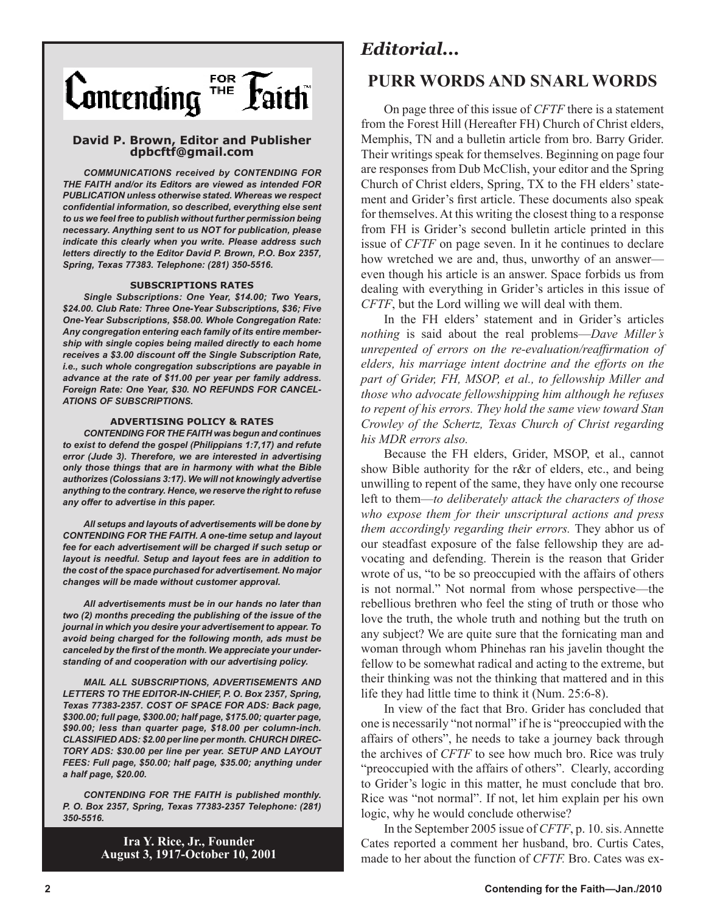# Contending FOR THE Faith

**David P. Brown, Editor and Publisher**
**dpbcftf@gmail.com**

***COMMUNICATIONS received by CONTENDING FOR THE FAITH and/or its Editors are viewed as intended FOR PUBLICATION unless otherwise stated. Whereas we respect confidential information, so described, everything else sent to us we feel free to publish without further permission being necessary. Anything sent to us NOT for publication, please indicate this clearly when you write. Please address such letters directly to the Editor David P. Brown, P.O. Box 2357, Spring, Texas 77383. Telephone: (281) 350-5516.***

**SUBSCRIPTIONS RATES**

***Single Subscriptions: One Year, $14.00; Two Years, $24.00. Club Rate: Three One-Year Subscriptions, $36; Five One-Year Subscriptions, $58.00. Whole Congregation Rate: Any congregation entering each family of its entire membership with single copies being mailed directly to each home receives a $3.00 discount off the Single Subscription Rate, i.e., such whole congregation subscriptions are payable in advance at the rate of $11.00 per year per family address. Foreign Rate: One Year, $30. NO REFUNDS FOR CANCELATIONS OF SUBSCRIPTIONS.***

**ADVERTISING POLICY & RATES**

***CONTENDING FOR THE FAITH was begun and continues to exist to defend the gospel (Philippians 1:7,17) and refute error (Jude 3). Therefore, we are interested in advertising only those things that are in harmony with what the Bible authorizes (Colossians 3:17). We will not knowingly advertise anything to the contrary. Hence, we reserve the right to refuse any offer to advertise in this paper.***

***All setups and layouts of advertisements will be done by CONTENDING FOR THE FAITH. A one-time setup and layout fee for each advertisement will be charged if such setup or layout is needful. Setup and layout fees are in addition to the cost of the space purchased for advertisement. No major changes will be made without customer approval.***

***All advertisements must be in our hands no later than two (2) months preceding the publishing of the issue of the journal in which you desire your advertisement to appear. To avoid being charged for the following month, ads must be canceled by the first of the month. We appreciate your understanding of and cooperation with our advertising policy.***

***MAIL ALL SUBSCRIPTIONS, ADVERTISEMENTS AND LETTERS TO THE EDITOR-IN-CHIEF, P. O. Box 2357, Spring, Texas 77383-2357. COST OF SPACE FOR ADS: Back page, $300.00; full page, $300.00; half page, $175.00; quarter page, $90.00; less than quarter page, $18.00 per column-inch. CLASSIFIED ADS: $2.00 per line per month. CHURCH DIRECTORY ADS: $30.00 per line per year. SETUP AND LAYOUT FEES: Full page, $50.00; half page, $35.00; anything under a half page, $20.00.***

***CONTENDING FOR THE FAITH is published monthly. P. O. Box 2357, Spring, Texas 77383-2357 Telephone: (281) 350-5516.***

**Ira Y. Rice, Jr., Founder**
**August 3, 1917-October 10, 2001**

## *Editorial...*

## PURR WORDS AND SNARL WORDS

On page three of this issue of *CFTF* there is a statement from the Forest Hill (Hereafter FH) Church of Christ elders, Memphis, TN and a bulletin article from bro. Barry Grider. Their writings speak for themselves. Beginning on page four are responses from Dub McClish, your editor and the Spring Church of Christ elders, Spring, TX to the FH elders' statement and Grider's first article. These documents also speak for themselves. At this writing the closest thing to a response from FH is Grider's second bulletin article printed in this issue of *CFTF* on page seven. In it he continues to declare how wretched we are and, thus, unworthy of an answer—even though his article is an answer. Space forbids us from dealing with everything in Grider's articles in this issue of *CFTF*, but the Lord willing we will deal with them.

In the FH elders' statement and in Grider's articles *nothing* is said about the real problems—*Dave Miller's unrepented of errors on the re-evaluation/reaffirmation of elders, his marriage intent doctrine and the efforts on the part of Grider, FH, MSOP, et al., to fellowship Miller and those who advocate fellowshipping him although he refuses to repent of his errors. They hold the same view toward Stan Crowley of the Schertz, Texas Church of Christ regarding his MDR errors also.*

Because the FH elders, Grider, MSOP, et al., cannot show Bible authority for the r&r of elders, etc., and being unwilling to repent of the same, they have only one recourse left to them—*to deliberately attack the characters of those who expose them for their unscriptural actions and press them accordingly regarding their errors.* They abhor us of our steadfast exposure of the false fellowship they are advocating and defending. Therein is the reason that Grider wrote of us, "to be so preoccupied with the affairs of others is not normal." Not normal from whose perspective—the rebellious brethren who feel the sting of truth or those who love the truth, the whole truth and nothing but the truth on any subject? We are quite sure that the fornicating man and woman through whom Phinehas ran his javelin thought the fellow to be somewhat radical and acting to the extreme, but their thinking was not the thinking that mattered and in this life they had little time to think it (Num. 25:6-8).

In view of the fact that Bro. Grider has concluded that one is necessarily "not normal" if he is "preoccupied with the affairs of others", he needs to take a journey back through the archives of *CFTF* to see how much bro. Rice was truly "preoccupied with the affairs of others". Clearly, according to Grider's logic in this matter, he must conclude that bro. Rice was "not normal". If not, let him explain per his own logic, why he would conclude otherwise?

In the September 2005 issue of *CFTF*, p. 10. sis. Annette Cates reported a comment her husband, bro. Curtis Cates, made to her about the function of *CFTF.* Bro. Cates was ex-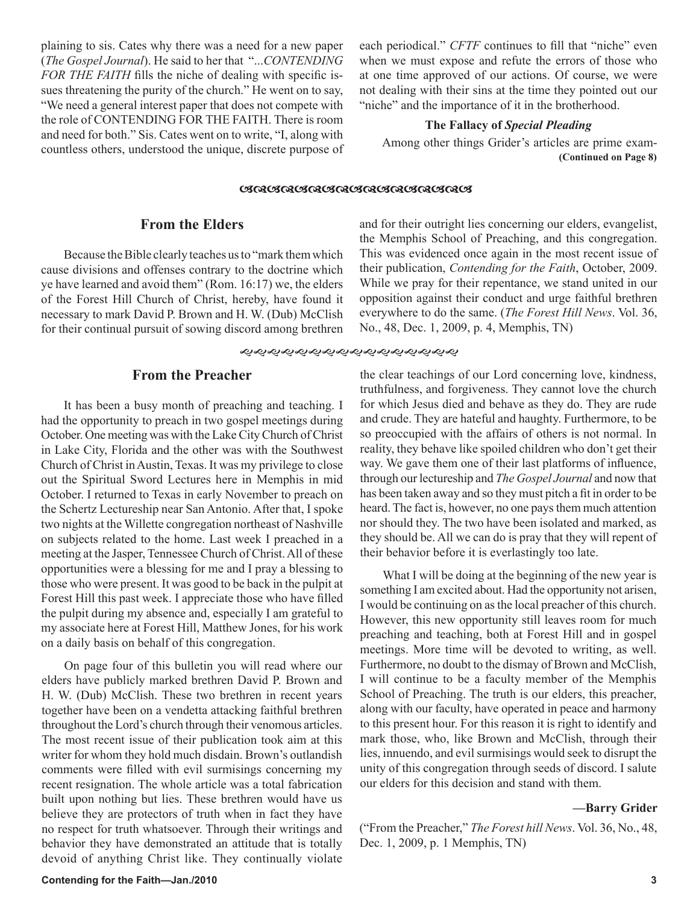plaining to sis. Cates why there was a need for a new paper (*The Gospel Journal*). He said to her that "...*CONTENDING FOR THE FAITH* fills the niche of dealing with specific issues threatening the purity of the church." He went on to say, "We need a general interest paper that does not compete with the role of CONTENDING FOR THE FAITH. There is room and need for both." Sis. Cates went on to write, "I, along with countless others, understood the unique, discrete purpose of each periodical." *CFTF* continues to fill that "niche" even when we must expose and refute the errors of those who at one time approved of our actions. Of course, we were not dealing with their sins at the time they pointed out our "niche" and the importance of it in the brotherhood.

**The Fallacy of *Special Pleading***

Among other things Grider's articles are prime exam-

**(Continued on Page 8)**

## From the Elders

Because the Bible clearly teaches us to "mark them which cause divisions and offenses contrary to the doctrine which ye have learned and avoid them" (Rom. 16:17) we, the elders of the Forest Hill Church of Christ, hereby, have found it necessary to mark David P. Brown and H. W. (Dub) McClish for their continual pursuit of sowing discord among brethren and for their outright lies concerning our elders, evangelist, the Memphis School of Preaching, and this congregation. This was evidenced once again in the most recent issue of their publication, *Contending for the Faith*, October, 2009. While we pray for their repentance, we stand united in our opposition against their conduct and urge faithful brethren everywhere to do the same. (*The Forest Hill News*. Vol. 36, No., 48, Dec. 1, 2009, p. 4, Memphis, TN)

## From the Preacher

It has been a busy month of preaching and teaching. I had the opportunity to preach in two gospel meetings during October. One meeting was with the Lake City Church of Christ in Lake City, Florida and the other was with the Southwest Church of Christ in Austin, Texas. It was my privilege to close out the Spiritual Sword Lectures here in Memphis in mid October. I returned to Texas in early November to preach on the Schertz Lectureship near San Antonio. After that, I spoke two nights at the Willette congregation northeast of Nashville on subjects related to the home. Last week I preached in a meeting at the Jasper, Tennessee Church of Christ. All of these opportunities were a blessing for me and I pray a blessing to those who were present. It was good to be back in the pulpit at Forest Hill this past week. I appreciate those who have filled the pulpit during my absence and, especially I am grateful to my associate here at Forest Hill, Matthew Jones, for his work on a daily basis on behalf of this congregation.

On page four of this bulletin you will read where our elders have publicly marked brethren David P. Brown and H. W. (Dub) McClish. These two brethren in recent years together have been on a vendetta attacking faithful brethren throughout the Lord's church through their venomous articles. The most recent issue of their publication took aim at this writer for whom they hold much disdain. Brown's outlandish comments were filled with evil surmisings concerning my recent resignation. The whole article was a total fabrication built upon nothing but lies. These brethren would have us believe they are protectors of truth when in fact they have no respect for truth whatsoever. Through their writings and behavior they have demonstrated an attitude that is totally devoid of anything Christ like. They continually violate the clear teachings of our Lord concerning love, kindness, truthfulness, and forgiveness. They cannot love the church for which Jesus died and behave as they do. They are rude and crude. They are hateful and haughty. Furthermore, to be so preoccupied with the affairs of others is not normal. In reality, they behave like spoiled children who don't get their way. We gave them one of their last platforms of influence, through our lectureship and *The Gospel Journal* and now that has been taken away and so they must pitch a fit in order to be heard. The fact is, however, no one pays them much attention nor should they. The two have been isolated and marked, as they should be. All we can do is pray that they will repent of their behavior before it is everlastingly too late.

What I will be doing at the beginning of the new year is something I am excited about. Had the opportunity not arisen, I would be continuing on as the local preacher of this church. However, this new opportunity still leaves room for much preaching and teaching, both at Forest Hill and in gospel meetings. More time will be devoted to writing, as well. Furthermore, no doubt to the dismay of Brown and McClish, I will continue to be a faculty member of the Memphis School of Preaching. The truth is our elders, this preacher, along with our faculty, have operated in peace and harmony to this present hour. For this reason it is right to identify and mark those, who, like Brown and McClish, through their lies, innuendo, and evil surmisings would seek to disrupt the unity of this congregation through seeds of discord. I salute our elders for this decision and stand with them.

**—Barry Grider**

("From the Preacher," *The Forest hill News*. Vol. 36, No., 48, Dec. 1, 2009, p. 1 Memphis, TN)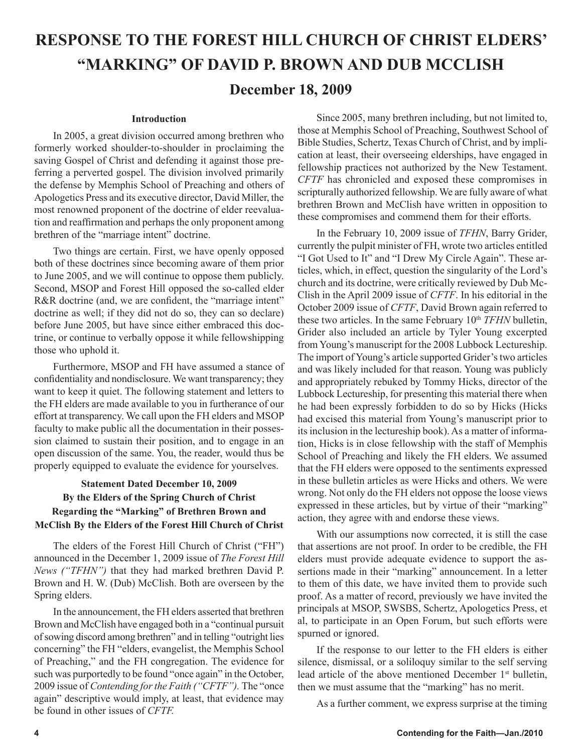# RESPONSE TO THE FOREST HILL CHURCH OF CHRIST ELDERS' "MARKING" OF DAVID P. BROWN AND DUB MCCLISH

## December 18, 2009

### Introduction

In 2005, a great division occurred among brethren who formerly worked shoulder-to-shoulder in proclaiming the saving Gospel of Christ and defending it against those preferring a perverted gospel. The division involved primarily the defense by Memphis School of Preaching and others of Apologetics Press and its executive director, David Miller, the most renowned proponent of the doctrine of elder reevaluation and reaffirmation and perhaps the only proponent among brethren of the "marriage intent" doctrine.

Two things are certain. First, we have openly opposed both of these doctrines since becoming aware of them prior to June 2005, and we will continue to oppose them publicly. Second, MSOP and Forest Hill opposed the so-called elder R&R doctrine (and, we are confident, the "marriage intent" doctrine as well; if they did not do so, they can so declare) before June 2005, but have since either embraced this doctrine, or continue to verbally oppose it while fellowshipping those who uphold it.

Furthermore, MSOP and FH have assumed a stance of confidentiality and nondisclosure. We want transparency; they want to keep it quiet. The following statement and letters to the FH elders are made available to you in furtherance of our effort at transparency. We call upon the FH elders and MSOP faculty to make public all the documentation in their possession claimed to sustain their position, and to engage in an open discussion of the same. You, the reader, would thus be properly equipped to evaluate the evidence for yourselves.

### Statement Dated December 10, 2009 By the Elders of the Spring Church of Christ Regarding the "Marking" of Brethren Brown and McClish By the Elders of the Forest Hill Church of Christ

The elders of the Forest Hill Church of Christ ("FH") announced in the December 1, 2009 issue of *The Forest Hill News ("TFHN")* that they had marked brethren David P. Brown and H. W. (Dub) McClish. Both are overseen by the Spring elders.

In the announcement, the FH elders asserted that brethren Brown and McClish have engaged both in a "continual pursuit of sowing discord among brethren" and in telling "outright lies concerning" the FH "elders, evangelist, the Memphis School of Preaching," and the FH congregation. The evidence for such was purportedly to be found "once again" in the October, 2009 issue of *Contending for the Faith ("CFTF")*. The "once again" descriptive would imply, at least, that evidence may be found in other issues of *CFTF.*

Since 2005, many brethren including, but not limited to, those at Memphis School of Preaching, Southwest School of Bible Studies, Schertz, Texas Church of Christ, and by implication at least, their overseeing elderships, have engaged in fellowship practices not authorized by the New Testament. *CFTF* has chronicled and exposed these compromises in scripturally authorized fellowship. We are fully aware of what brethren Brown and McClish have written in opposition to these compromises and commend them for their efforts.

In the February 10, 2009 issue of *TFHN*, Barry Grider, currently the pulpit minister of FH, wrote two articles entitled "I Got Used to It" and "I Drew My Circle Again". These articles, which, in effect, question the singularity of the Lord's church and its doctrine, were critically reviewed by Dub McClish in the April 2009 issue of *CFTF*. In his editorial in the October 2009 issue of *CFTF*, David Brown again referred to these two articles. In the same February 10th *TFHN* bulletin, Grider also included an article by Tyler Young excerpted from Young's manuscript for the 2008 Lubbock Lectureship. The import of Young's article supported Grider's two articles and was likely included for that reason. Young was publicly and appropriately rebuked by Tommy Hicks, director of the Lubbock Lectureship, for presenting this material there when he had been expressly forbidden to do so by Hicks (Hicks had excised this material from Young's manuscript prior to its inclusion in the lectureship book). As a matter of information, Hicks is in close fellowship with the staff of Memphis School of Preaching and likely the FH elders. We assumed that the FH elders were opposed to the sentiments expressed in these bulletin articles as were Hicks and others. We were wrong. Not only do the FH elders not oppose the loose views expressed in these articles, but by virtue of their "marking" action, they agree with and endorse these views.

With our assumptions now corrected, it is still the case that assertions are not proof. In order to be credible, the FH elders must provide adequate evidence to support the assertions made in their "marking" announcement. In a letter to them of this date, we have invited them to provide such proof. As a matter of record, previously we have invited the principals at MSOP, SWSBS, Schertz, Apologetics Press, et al, to participate in an Open Forum, but such efforts were spurned or ignored.

If the response to our letter to the FH elders is either silence, dismissal, or a soliloquy similar to the self serving lead article of the above mentioned December 1st bulletin, then we must assume that the "marking" has no merit.

As a further comment, we express surprise at the timing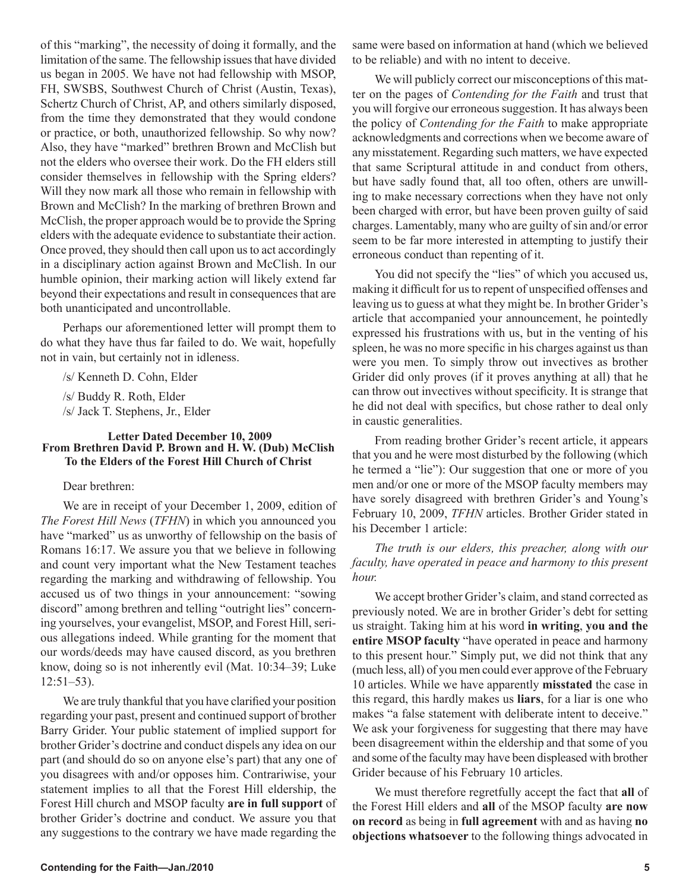of this "marking", the necessity of doing it formally, and the limitation of the same. The fellowship issues that have divided us began in 2005. We have not had fellowship with MSOP, FH, SWSBS, Southwest Church of Christ (Austin, Texas), Schertz Church of Christ, AP, and others similarly disposed, from the time they demonstrated that they would condone or practice, or both, unauthorized fellowship. So why now? Also, they have "marked" brethren Brown and McClish but not the elders who oversee their work. Do the FH elders still consider themselves in fellowship with the Spring elders? Will they now mark all those who remain in fellowship with Brown and McClish? In the marking of brethren Brown and McClish, the proper approach would be to provide the Spring elders with the adequate evidence to substantiate their action. Once proved, they should then call upon us to act accordingly in a disciplinary action against Brown and McClish. In our humble opinion, their marking action will likely extend far beyond their expectations and result in consequences that are both unanticipated and uncontrollable.

Perhaps our aforementioned letter will prompt them to do what they have thus far failed to do. We wait, hopefully not in vain, but certainly not in idleness.

/s/ Kenneth D. Cohn, Elder

/s/ Buddy R. Roth, Elder
/s/ Jack T. Stephens, Jr., Elder

### Letter Dated December 10, 2009 From Brethren David P. Brown and H. W. (Dub) McClish To the Elders of the Forest Hill Church of Christ

Dear brethren:

We are in receipt of your December 1, 2009, edition of *The Forest Hill News* (*TFHN*) in which you announced you have "marked" us as unworthy of fellowship on the basis of Romans 16:17. We assure you that we believe in following and count very important what the New Testament teaches regarding the marking and withdrawing of fellowship. You accused us of two things in your announcement: "sowing discord" among brethren and telling "outright lies" concerning yourselves, your evangelist, MSOP, and Forest Hill, serious allegations indeed. While granting for the moment that our words/deeds may have caused discord, as you brethren know, doing so is not inherently evil (Mat. 10:34–39; Luke 12:51–53).

We are truly thankful that you have clarified your position regarding your past, present and continued support of brother Barry Grider. Your public statement of implied support for brother Grider's doctrine and conduct dispels any idea on our part (and should do so on anyone else's part) that any one of you disagrees with and/or opposes him. Contrariwise, your statement implies to all that the Forest Hill eldership, the Forest Hill church and MSOP faculty **are in full support** of brother Grider's doctrine and conduct. We assure you that any suggestions to the contrary we have made regarding the same were based on information at hand (which we believed to be reliable) and with no intent to deceive.

We will publicly correct our misconceptions of this matter on the pages of *Contending for the Faith* and trust that you will forgive our erroneous suggestion. It has always been the policy of *Contending for the Faith* to make appropriate acknowledgments and corrections when we become aware of any misstatement. Regarding such matters, we have expected that same Scriptural attitude in and conduct from others, but have sadly found that, all too often, others are unwilling to make necessary corrections when they have not only been charged with error, but have been proven guilty of said charges. Lamentably, many who are guilty of sin and/or error seem to be far more interested in attempting to justify their erroneous conduct than repenting of it.

You did not specify the "lies" of which you accused us, making it difficult for us to repent of unspecified offenses and leaving us to guess at what they might be. In brother Grider's article that accompanied your announcement, he pointedly expressed his frustrations with us, but in the venting of his spleen, he was no more specific in his charges against us than were you men. To simply throw out invectives as brother Grider did only proves (if it proves anything at all) that he can throw out invectives without specificity. It is strange that he did not deal with specifics, but chose rather to deal only in caustic generalities.

From reading brother Grider's recent article, it appears that you and he were most disturbed by the following (which he termed a "lie"): Our suggestion that one or more of you men and/or one or more of the MSOP faculty members may have sorely disagreed with brethren Grider's and Young's February 10, 2009, *TFHN* articles. Brother Grider stated in his December 1 article:

> *The truth is our elders, this preacher, along with our faculty, have operated in peace and harmony to this present hour.*

We accept brother Grider's claim, and stand corrected as previously noted. We are in brother Grider's debt for setting us straight. Taking him at his word **in writing**, **you and the entire MSOP faculty** "have operated in peace and harmony to this present hour." Simply put, we did not think that any (much less, all) of you men could ever approve of the February 10 articles. While we have apparently **misstated** the case in this regard, this hardly makes us **liars**, for a liar is one who makes "a false statement with deliberate intent to deceive." We ask your forgiveness for suggesting that there may have been disagreement within the eldership and that some of you and some of the faculty may have been displeased with brother Grider because of his February 10 articles.

We must therefore regretfully accept the fact that **all** of the Forest Hill elders and **all** of the MSOP faculty **are now on record** as being in **full agreement** with and as having **no objections whatsoever** to the following things advocated in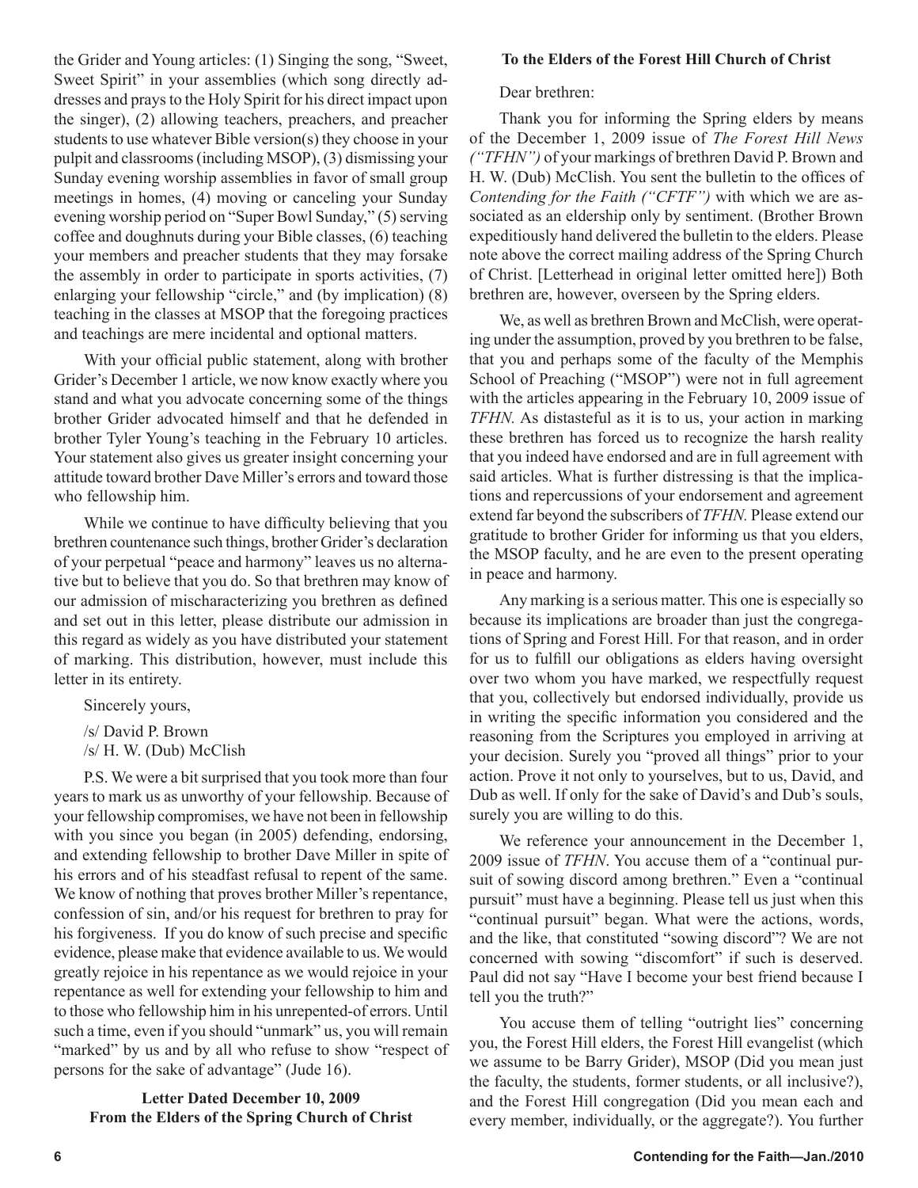the Grider and Young articles: (1) Singing the song, "Sweet, Sweet Spirit" in your assemblies (which song directly addresses and prays to the Holy Spirit for his direct impact upon the singer), (2) allowing teachers, preachers, and preacher students to use whatever Bible version(s) they choose in your pulpit and classrooms (including MSOP), (3) dismissing your Sunday evening worship assemblies in favor of small group meetings in homes, (4) moving or canceling your Sunday evening worship period on "Super Bowl Sunday," (5) serving coffee and doughnuts during your Bible classes, (6) teaching your members and preacher students that they may forsake the assembly in order to participate in sports activities, (7) enlarging your fellowship "circle," and (by implication) (8) teaching in the classes at MSOP that the foregoing practices and teachings are mere incidental and optional matters.

With your official public statement, along with brother Grider's December 1 article, we now know exactly where you stand and what you advocate concerning some of the things brother Grider advocated himself and that he defended in brother Tyler Young's teaching in the February 10 articles. Your statement also gives us greater insight concerning your attitude toward brother Dave Miller's errors and toward those who fellowship him.

While we continue to have difficulty believing that you brethren countenance such things, brother Grider's declaration of your perpetual "peace and harmony" leaves us no alternative but to believe that you do. So that brethren may know of our admission of mischaracterizing you brethren as defined and set out in this letter, please distribute our admission in this regard as widely as you have distributed your statement of marking. This distribution, however, must include this letter in its entirety.

Sincerely yours,

/s/ David P. Brown
/s/ H. W. (Dub) McClish

P.S. We were a bit surprised that you took more than four years to mark us as unworthy of your fellowship. Because of your fellowship compromises, we have not been in fellowship with you since you began (in 2005) defending, endorsing, and extending fellowship to brother Dave Miller in spite of his errors and of his steadfast refusal to repent of the same. We know of nothing that proves brother Miller's repentance, confession of sin, and/or his request for brethren to pray for his forgiveness. If you do know of such precise and specific evidence, please make that evidence available to us. We would greatly rejoice in his repentance as we would rejoice in your repentance as well for extending your fellowship to him and to those who fellowship him in his unrepented-of errors. Until such a time, even if you should "unmark" us, you will remain "marked" by us and by all who refuse to show "respect of persons for the sake of advantage" (Jude 16).

**Letter Dated December 10, 2009**
**From the Elders of the Spring Church of Christ**

**To the Elders of the Forest Hill Church of Christ**

Dear brethren:

Thank you for informing the Spring elders by means of the December 1, 2009 issue of *The Forest Hill News ("TFHN")* of your markings of brethren David P. Brown and H. W. (Dub) McClish. You sent the bulletin to the offices of *Contending for the Faith ("CFTF")* with which we are associated as an eldership only by sentiment. (Brother Brown expeditiously hand delivered the bulletin to the elders. Please note above the correct mailing address of the Spring Church of Christ. [Letterhead in original letter omitted here]) Both brethren are, however, overseen by the Spring elders.

We, as well as brethren Brown and McClish, were operating under the assumption, proved by you brethren to be false, that you and perhaps some of the faculty of the Memphis School of Preaching ("MSOP") were not in full agreement with the articles appearing in the February 10, 2009 issue of *TFHN*. As distasteful as it is to us, your action in marking these brethren has forced us to recognize the harsh reality that you indeed have endorsed and are in full agreement with said articles. What is further distressing is that the implications and repercussions of your endorsement and agreement extend far beyond the subscribers of *TFHN*. Please extend our gratitude to brother Grider for informing us that you elders, the MSOP faculty, and he are even to the present operating in peace and harmony.

Any marking is a serious matter. This one is especially so because its implications are broader than just the congregations of Spring and Forest Hill. For that reason, and in order for us to fulfill our obligations as elders having oversight over two whom you have marked, we respectfully request that you, collectively but endorsed individually, provide us in writing the specific information you considered and the reasoning from the Scriptures you employed in arriving at your decision. Surely you "proved all things" prior to your action. Prove it not only to yourselves, but to us, David, and Dub as well. If only for the sake of David's and Dub's souls, surely you are willing to do this.

We reference your announcement in the December 1, 2009 issue of *TFHN*. You accuse them of a "continual pursuit of sowing discord among brethren." Even a "continual pursuit" must have a beginning. Please tell us just when this "continual pursuit" began. What were the actions, words, and the like, that constituted "sowing discord"? We are not concerned with sowing "discomfort" if such is deserved. Paul did not say "Have I become your best friend because I tell you the truth?"

You accuse them of telling "outright lies" concerning you, the Forest Hill elders, the Forest Hill evangelist (which we assume to be Barry Grider), MSOP (Did you mean just the faculty, the students, former students, or all inclusive?), and the Forest Hill congregation (Did you mean each and every member, individually, or the aggregate?). You further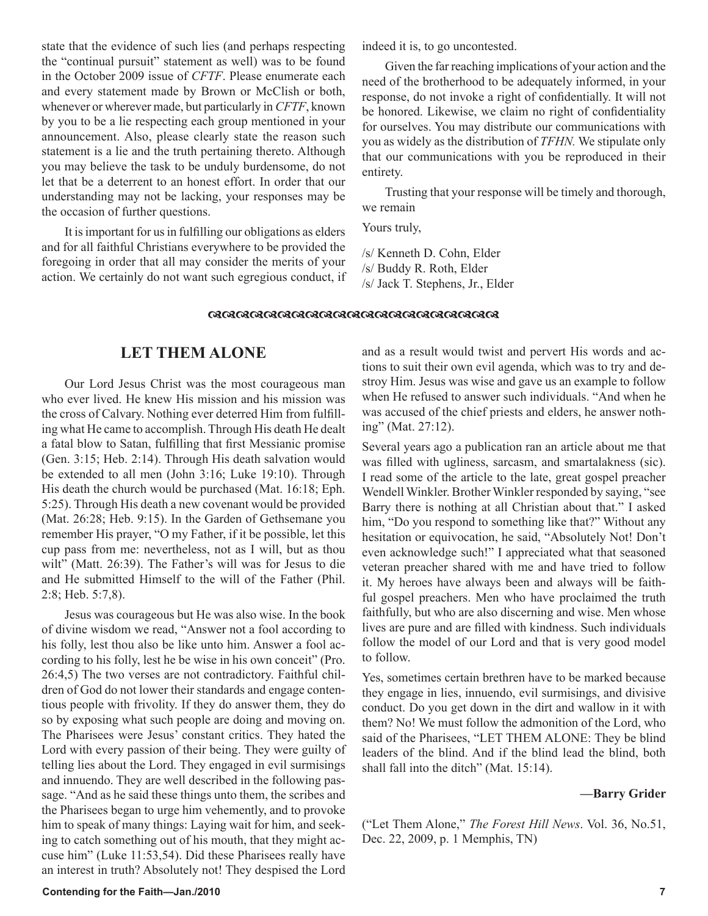state that the evidence of such lies (and perhaps respecting the "continual pursuit" statement as well) was to be found in the October 2009 issue of *CFTF*. Please enumerate each and every statement made by Brown or McClish or both, whenever or wherever made, but particularly in *CFTF*, known by you to be a lie respecting each group mentioned in your announcement. Also, please clearly state the reason such statement is a lie and the truth pertaining thereto. Although you may believe the task to be unduly burdensome, do not let that be a deterrent to an honest effort. In order that our understanding may not be lacking, your responses may be the occasion of further questions.

It is important for us in fulfilling our obligations as elders and for all faithful Christians everywhere to be provided the foregoing in order that all may consider the merits of your action. We certainly do not want such egregious conduct, if indeed it is, to go uncontested.

Given the far reaching implications of your action and the need of the brotherhood to be adequately informed, in your response, do not invoke a right of confidentially. It will not be honored. Likewise, we claim no right of confidentiality for ourselves. You may distribute our communications with you as widely as the distribution of *TFHN.* We stipulate only that our communications with you be reproduced in their entirety.

Trusting that your response will be timely and thorough, we remain

Yours truly,

/s/ Kenneth D. Cohn, Elder
/s/ Buddy R. Roth, Elder
/s/ Jack T. Stephens, Jr., Elder

## LET THEM ALONE

Our Lord Jesus Christ was the most courageous man who ever lived. He knew His mission and his mission was the cross of Calvary. Nothing ever deterred Him from fulfilling what He came to accomplish. Through His death He dealt a fatal blow to Satan, fulfilling that first Messianic promise (Gen. 3:15; Heb. 2:14). Through His death salvation would be extended to all men (John 3:16; Luke 19:10). Through His death the church would be purchased (Mat. 16:18; Eph. 5:25). Through His death a new covenant would be provided (Mat. 26:28; Heb. 9:15). In the Garden of Gethsemane you remember His prayer, "O my Father, if it be possible, let this cup pass from me: nevertheless, not as I will, but as thou wilt" (Matt. 26:39). The Father's will was for Jesus to die and He submitted Himself to the will of the Father (Phil. 2:8; Heb. 5:7,8).

Jesus was courageous but He was also wise. In the book of divine wisdom we read, "Answer not a fool according to his folly, lest thou also be like unto him. Answer a fool according to his folly, lest he be wise in his own conceit" (Pro. 26:4,5) The two verses are not contradictory. Faithful children of God do not lower their standards and engage contentious people with frivolity. If they do answer them, they do so by exposing what such people are doing and moving on. The Pharisees were Jesus' constant critics. They hated the Lord with every passion of their being. They were guilty of telling lies about the Lord. They engaged in evil surmisings and innuendo. They are well described in the following passage. "And as he said these things unto them, the scribes and the Pharisees began to urge him vehemently, and to provoke him to speak of many things: Laying wait for him, and seeking to catch something out of his mouth, that they might accuse him" (Luke 11:53,54). Did these Pharisees really have an interest in truth? Absolutely not! They despised the Lord and as a result would twist and pervert His words and actions to suit their own evil agenda, which was to try and destroy Him. Jesus was wise and gave us an example to follow when He refused to answer such individuals. "And when he was accused of the chief priests and elders, he answer nothing" (Mat. 27:12).

Several years ago a publication ran an article about me that was filled with ugliness, sarcasm, and smartalakness (sic). I read some of the article to the late, great gospel preacher Wendell Winkler. Brother Winkler responded by saying, "see Barry there is nothing at all Christian about that." I asked him, "Do you respond to something like that?" Without any hesitation or equivocation, he said, "Absolutely Not! Don't even acknowledge such!" I appreciated what that seasoned veteran preacher shared with me and have tried to follow it. My heroes have always been and always will be faithful gospel preachers. Men who have proclaimed the truth faithfully, but who are also discerning and wise. Men whose lives are pure and are filled with kindness. Such individuals follow the model of our Lord and that is very good model to follow.

Yes, sometimes certain brethren have to be marked because they engage in lies, innuendo, evil surmisings, and divisive conduct. Do you get down in the dirt and wallow in it with them? No! We must follow the admonition of the Lord, who said of the Pharisees, "LET THEM ALONE: They be blind leaders of the blind. And if the blind lead the blind, both shall fall into the ditch" (Mat. 15:14).

**—Barry Grider**

("Let Them Alone," *The Forest Hill News*. Vol. 36, No.51, Dec. 22, 2009, p. 1 Memphis, TN)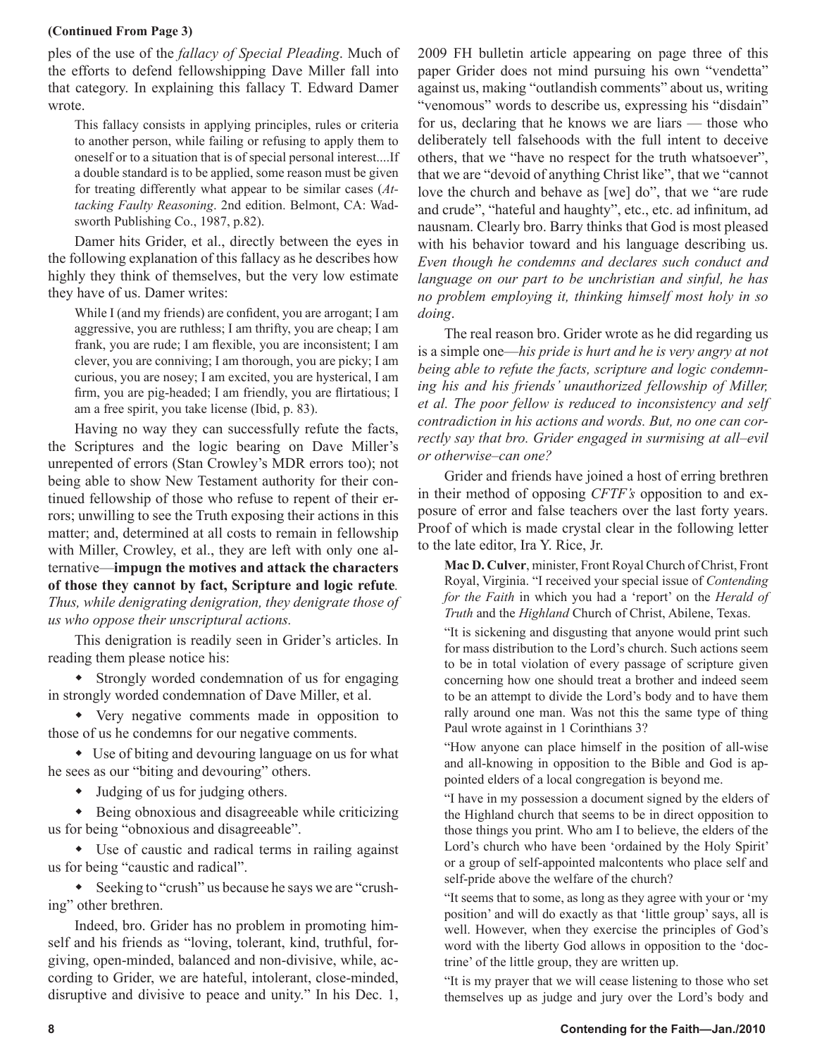**(Continued From Page 3)**

ples of the use of the *fallacy of Special Pleading*. Much of the efforts to defend fellowshipping Dave Miller fall into that category. In explaining this fallacy T. Edward Damer wrote.

> This fallacy consists in applying principles, rules or criteria to another person, while failing or refusing to apply them to oneself or to a situation that is of special personal interest....If a double standard is to be applied, some reason must be given for treating differently what appear to be similar cases (*Attacking Faulty Reasoning*. 2nd edition. Belmont, CA: Wadsworth Publishing Co., 1987, p.82).

Damer hits Grider, et al., directly between the eyes in the following explanation of this fallacy as he describes how highly they think of themselves, but the very low estimate they have of us. Damer writes:

> While I (and my friends) are confident, you are arrogant; I am aggressive, you are ruthless; I am thrifty, you are cheap; I am frank, you are rude; I am flexible, you are inconsistent; I am clever, you are conniving; I am thorough, you are picky; I am curious, you are nosey; I am excited, you are hysterical, I am firm, you are pig-headed; I am friendly, you are flirtatious; I am a free spirit, you take license (Ibid, p. 83).

Having no way they can successfully refute the facts, the Scriptures and the logic bearing on Dave Miller's unrepented of errors (Stan Crowley's MDR errors too); not being able to show New Testament authority for their continued fellowship of those who refuse to repent of their errors; unwilling to see the Truth exposing their actions in this matter; and, determined at all costs to remain in fellowship with Miller, Crowley, et al., they are left with only one alternative—**impugn the motives and attack the characters of those they cannot by fact, Scripture and logic refute**. *Thus, while denigrating denigration, they denigrate those of us who oppose their unscriptural actions.*

This denigration is readily seen in Grider's articles. In reading them please notice his:

- Strongly worded condemnation of us for engaging in strongly worded condemnation of Dave Miller, et al.
- Very negative comments made in opposition to those of us he condemns for our negative comments.
- Use of biting and devouring language on us for what he sees as our "biting and devouring" others.
- Judging of us for judging others.
- Being obnoxious and disagreeable while criticizing us for being "obnoxious and disagreeable".
- Use of caustic and radical terms in railing against us for being "caustic and radical".
- Seeking to "crush" us because he says we are "crushing" other brethren.

Indeed, bro. Grider has no problem in promoting himself and his friends as "loving, tolerant, kind, truthful, forgiving, open-minded, balanced and non-divisive, while, according to Grider, we are hateful, intolerant, close-minded, disruptive and divisive to peace and unity." In his Dec. 1, 2009 FH bulletin article appearing on page three of this paper Grider does not mind pursuing his own "vendetta" against us, making "outlandish comments" about us, writing "venomous" words to describe us, expressing his "disdain" for us, declaring that he knows we are liars — those who deliberately tell falsehoods with the full intent to deceive others, that we "have no respect for the truth whatsoever", that we are "devoid of anything Christ like", that we "cannot love the church and behave as [we] do", that we "are rude and crude", "hateful and haughty", etc., etc. ad infinitum, ad nausnam. Clearly bro. Barry thinks that God is most pleased with his behavior toward and his language describing us. *Even though he condemns and declares such conduct and language on our part to be unchristian and sinful, he has no problem employing it, thinking himself most holy in so doing*.

The real reason bro. Grider wrote as he did regarding us is a simple one—*his pride is hurt and he is very angry at not being able to refute the facts, scripture and logic condemning his and his friends' unauthorized fellowship of Miller, et al. The poor fellow is reduced to inconsistency and self contradiction in his actions and words. But, no one can correctly say that bro. Grider engaged in surmising at all–evil or otherwise–can one?*

Grider and friends have joined a host of erring brethren in their method of opposing *CFTF's* opposition to and exposure of error and false teachers over the last forty years. Proof of which is made crystal clear in the following letter to the late editor, Ira Y. Rice, Jr.

> **Mac D. Culver**, minister, Front Royal Church of Christ, Front Royal, Virginia. "I received your special issue of *Contending for the Faith* in which you had a 'report' on the *Herald of Truth* and the *Highland* Church of Christ, Abilene, Texas.
>
> "It is sickening and disgusting that anyone would print such for mass distribution to the Lord's church. Such actions seem to be in total violation of every passage of scripture given concerning how one should treat a brother and indeed seem to be an attempt to divide the Lord's body and to have them rally around one man. Was not this the same type of thing Paul wrote against in 1 Corinthians 3?
>
> "How anyone can place himself in the position of all-wise and all-knowing in opposition to the Bible and God is appointed elders of a local congregation is beyond me.
>
> "I have in my possession a document signed by the elders of the Highland church that seems to be in direct opposition to those things you print. Who am I to believe, the elders of the Lord's church who have been 'ordained by the Holy Spirit' or a group of self-appointed malcontents who place self and self-pride above the welfare of the church?
>
> "It seems that to some, as long as they agree with your or 'my position' and will do exactly as that 'little group' says, all is well. However, when they exercise the principles of God's word with the liberty God allows in opposition to the 'doctrine' of the little group, they are written up.
>
> "It is my prayer that we will cease listening to those who set themselves up as judge and jury over the Lord's body and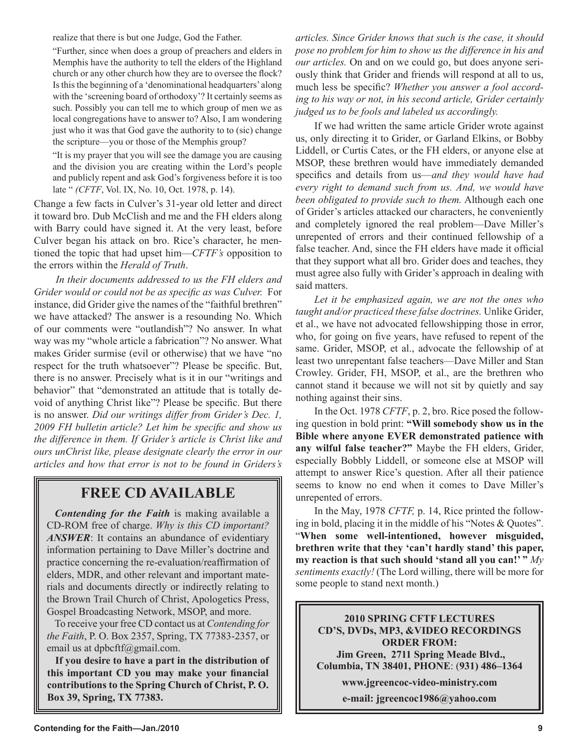realize that there is but one Judge, God the Father.

"Further, since when does a group of preachers and elders in Memphis have the authority to tell the elders of the Highland church or any other church how they are to oversee the flock? Is this the beginning of a 'denominational headquarters' along with the 'screening board of orthodoxy'? It certainly seems as such. Possibly you can tell me to which group of men we as local congregations have to answer to? Also, I am wondering just who it was that God gave the authority to to (sic) change the scripture—you or those of the Memphis group?

"It is my prayer that you will see the damage you are causing and the division you are creating within the Lord's people and publicly repent and ask God's forgiveness before it is too late " *(CFTF*, Vol. IX, No. 10, Oct. 1978, p. 14).

Change a few facts in Culver's 31-year old letter and direct it toward bro. Dub McClish and me and the FH elders along with Barry could have signed it. At the very least, before Culver began his attack on bro. Rice's character, he mentioned the topic that had upset him—*CFTF's* opposition to the errors within the *Herald of Truth*.

*In their documents addressed to us the FH elders and Grider would or could not be as specific as was Culver.* For instance, did Grider give the names of the "faithful brethren" we have attacked? The answer is a resounding No. Which of our comments were "outlandish"? No answer. In what way was my "whole article a fabrication"? No answer. What makes Grider surmise (evil or otherwise) that we have "no respect for the truth whatsoever"? Please be specific. But, there is no answer. Precisely what is it in our "writings and behavior" that "demonstrated an attitude that is totally devoid of anything Christ like"? Please be specific. But there is no answer. *Did our writings differ from Grider's Dec. 1, 2009 FH bulletin article? Let him be specific and show us the difference in them. If Grider's article is Christ like and ours unChrist like, please designate clearly the error in our articles and how that error is not to be found in Griders's articles. Since Grider knows that such is the case, it should pose no problem for him to show us the difference in his and our articles.* On and on we could go, but does anyone seriously think that Grider and friends will respond at all to us, much less be specific? *Whether you answer a fool according to his way or not, in his second article, Grider certainly judged us to be fools and labeled us accordingly.*

If we had written the same article Grider wrote against us, only directing it to Grider, or Garland Elkins, or Bobby Liddell, or Curtis Cates, or the FH elders, or anyone else at MSOP, these brethren would have immediately demanded specifics and details from us—*and they would have had every right to demand such from us. And, we would have been obligated to provide such to them.* Although each one of Grider's articles attacked our characters, he conveniently and completely ignored the real problem—Dave Miller's unrepented of errors and their continued fellowship of a false teacher. And, since the FH elders have made it official that they support what all bro. Grider does and teaches, they must agree also fully with Grider's approach in dealing with said matters.

*Let it be emphasized again, we are not the ones who taught and/or practiced these false doctrines.* Unlike Grider, et al., we have not advocated fellowshipping those in error, who, for going on five years, have refused to repent of the same. Grider, MSOP, et al., advocate the fellowship of at least two unrepentant false teachers—Dave Miller and Stan Crowley. Grider, FH, MSOP, et al., are the brethren who cannot stand it because we will not sit by quietly and say nothing against their sins.

In the Oct. 1978 *CFTF*, p. 2, bro. Rice posed the following question in bold print: **"Will somebody show us in the Bible where anyone EVER demonstrated patience with any wilful false teacher?"** Maybe the FH elders, Grider, especially Bobbly Liddell, or someone else at MSOP will attempt to answer Rice's question. After all their patience seems to know no end when it comes to Dave Miller's unrepented of errors.

In the May, 1978 *CFTF,* p. 14, Rice printed the following in bold, placing it in the middle of his "Notes & Quotes". "**When some well-intentioned, however misguided, brethren write that they 'can't hardly stand' this paper, my reaction is that such should 'stand all you can!' "** *My sentiments exactly!* (The Lord willing, there will be more for some people to stand next month.)

## FREE CD AVAILABLE

***Contending for the Faith*** is making available a CD-ROM free of charge. *Why is this CD important? **ANSWER***: It contains an abundance of evidentiary information pertaining to Dave Miller's doctrine and practice concerning the re-evaluation/reaffirmation of elders, MDR, and other relevant and important materials and documents directly or indirectly relating to the Brown Trail Church of Christ, Apologetics Press, Gospel Broadcasting Network, MSOP, and more.

To receive your free CD contact us at *Contending for the Faith*, P. O. Box 2357, Spring, TX 77383-2357, or email us at dpbcftf@gmail.com.

**If you desire to have a part in the distribution of this important CD you may make your financial contributions to the Spring Church of Christ, P. O. Box 39, Spring, TX 77383.**

**2010 SPRING CFTF LECTURES**
**CD'S, DVDs, MP3, &VIDEO RECORDINGS**
**ORDER FROM:**
**Jim Green, 2711 Spring Meade Blvd., Columbia, TN 38401, PHONE: (931) 486–1364**

**www.jgreencoc-video-ministry.com**

**e-mail: jgreencoc1986@yahoo.com**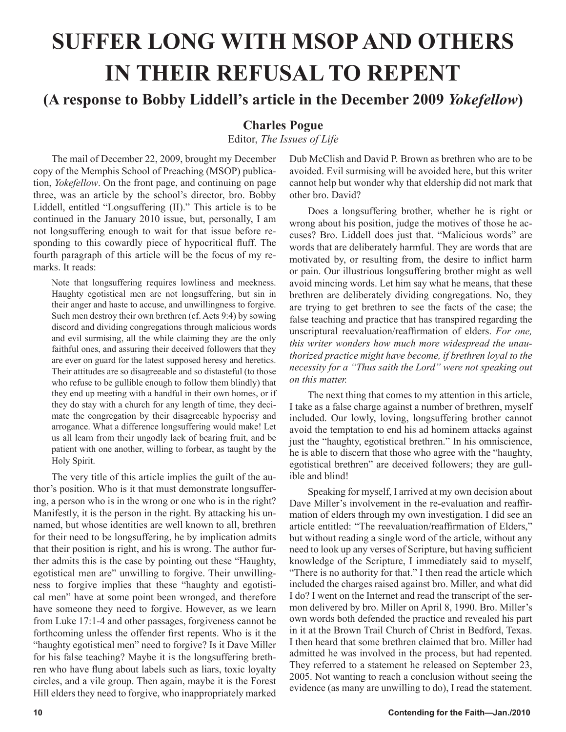# SUFFER LONG WITH MSOP AND OTHERS IN THEIR REFUSAL TO REPENT

## (A response to Bobby Liddell's article in the December 2009 *Yokefellow*)

**Charles Pogue**

Editor, *The Issues of Life*

The mail of December 22, 2009, brought my December copy of the Memphis School of Preaching (MSOP) publication, *Yokefellow*. On the front page, and continuing on page three, was an article by the school's director, bro. Bobby Liddell, entitled "Longsuffering (II)." This article is to be continued in the January 2010 issue, but, personally, I am not longsuffering enough to wait for that issue before responding to this cowardly piece of hypocritical fluff. The fourth paragraph of this article will be the focus of my remarks. It reads:

> Note that longsuffering requires lowliness and meekness. Haughty egotistical men are not longsuffering, but sin in their anger and haste to accuse, and unwillingness to forgive. Such men destroy their own brethren (cf. Acts 9:4) by sowing discord and dividing congregations through malicious words and evil surmising, all the while claiming they are the only faithful ones, and assuring their deceived followers that they are ever on guard for the latest supposed heresy and heretics. Their attitudes are so disagreeable and so distasteful (to those who refuse to be gullible enough to follow them blindly) that they end up meeting with a handful in their own homes, or if they do stay with a church for any length of time, they decimate the congregation by their disagreeable hypocrisy and arrogance. What a difference longsuffering would make! Let us all learn from their ungodly lack of bearing fruit, and be patient with one another, willing to forbear, as taught by the Holy Spirit.

The very title of this article implies the guilt of the author's position. Who is it that must demonstrate longsuffering, a person who is in the wrong or one who is in the right? Manifestly, it is the person in the right. By attacking his unnamed, but whose identities are well known to all, brethren for their need to be longsuffering, he by implication admits that their position is right, and his is wrong. The author further admits this is the case by pointing out these "Haughty, egotistical men are" unwilling to forgive. Their unwillingness to forgive implies that these "haughty and egotistical men" have at some point been wronged, and therefore have someone they need to forgive. However, as we learn from Luke 17:1-4 and other passages, forgiveness cannot be forthcoming unless the offender first repents. Who is it the "haughty egotistical men" need to forgive? Is it Dave Miller for his false teaching? Maybe it is the longsuffering brethren who have flung about labels such as liars, toxic loyalty circles, and a vile group. Then again, maybe it is the Forest Hill elders they need to forgive, who inappropriately marked Dub McClish and David P. Brown as brethren who are to be avoided. Evil surmising will be avoided here, but this writer cannot help but wonder why that eldership did not mark that other bro. David?

Does a longsuffering brother, whether he is right or wrong about his position, judge the motives of those he accuses? Bro. Liddell does just that. "Malicious words" are words that are deliberately harmful. They are words that are motivated by, or resulting from, the desire to inflict harm or pain. Our illustrious longsuffering brother might as well avoid mincing words. Let him say what he means, that these brethren are deliberately dividing congregations. No, they are trying to get brethren to see the facts of the case; the false teaching and practice that has transpired regarding the unscriptural reevaluation/reaffirmation of elders. *For one, this writer wonders how much more widespread the unauthorized practice might have become, if brethren loyal to the necessity for a "Thus saith the Lord" were not speaking out on this matter.*

The next thing that comes to my attention in this article, I take as a false charge against a number of brethren, myself included. Our lowly, loving, longsuffering brother cannot avoid the temptation to end his ad hominem attacks against just the "haughty, egotistical brethren." In his omniscience, he is able to discern that those who agree with the "haughty, egotistical brethren" are deceived followers; they are gullible and blind!

Speaking for myself, I arrived at my own decision about Dave Miller's involvement in the re-evaluation and reaffirmation of elders through my own investigation. I did see an article entitled: "The reevaluation/reaffirmation of Elders," but without reading a single word of the article, without any need to look up any verses of Scripture, but having sufficient knowledge of the Scripture, I immediately said to myself, "There is no authority for that." I then read the article which included the charges raised against bro. Miller, and what did I do? I went on the Internet and read the transcript of the sermon delivered by bro. Miller on April 8, 1990. Bro. Miller's own words both defended the practice and revealed his part in it at the Brown Trail Church of Christ in Bedford, Texas. I then heard that some brethren claimed that bro. Miller had admitted he was involved in the process, but had repented. They referred to a statement he released on September 23, 2005. Not wanting to reach a conclusion without seeing the evidence (as many are unwilling to do), I read the statement.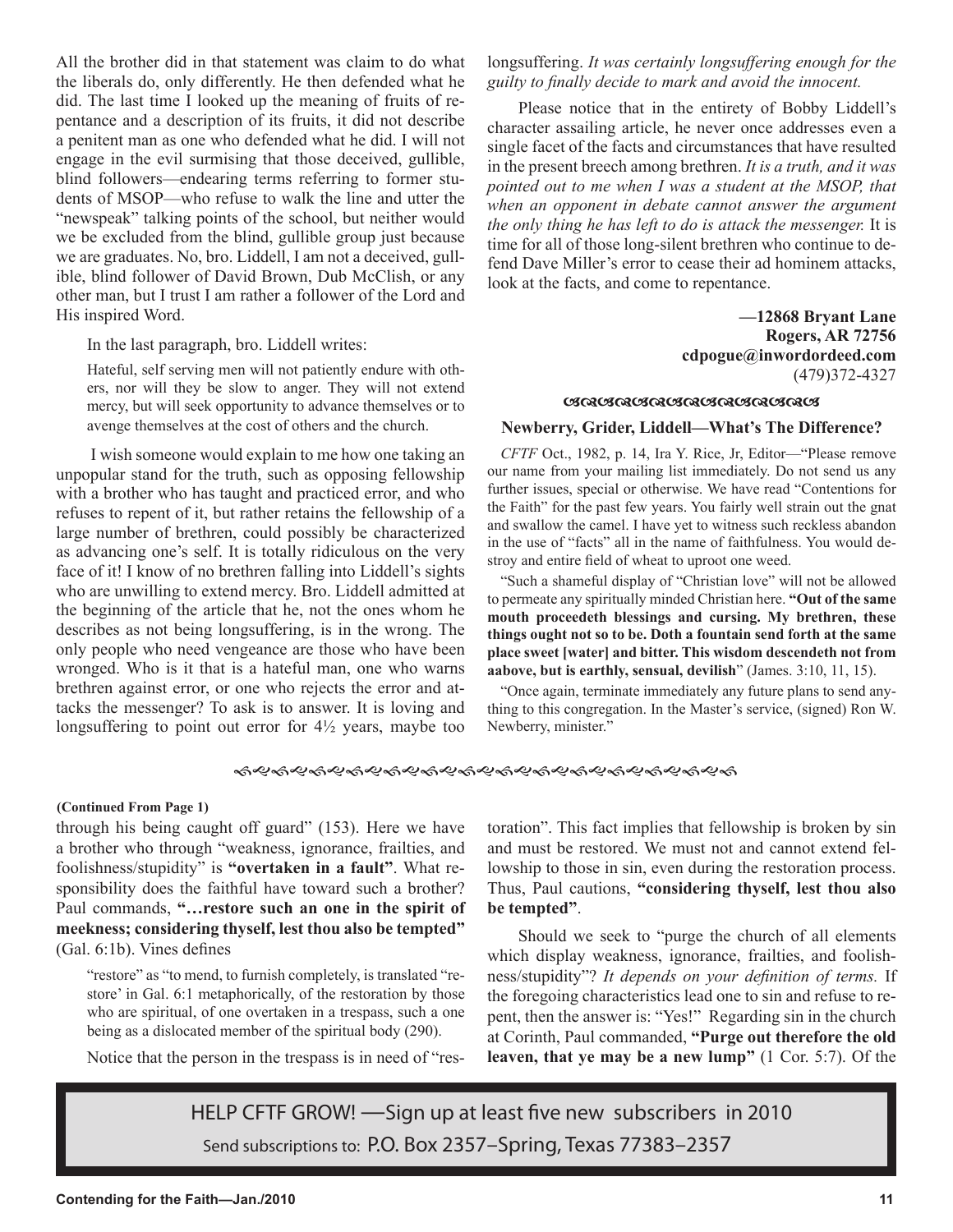All the brother did in that statement was claim to do what the liberals do, only differently. He then defended what he did. The last time I looked up the meaning of fruits of repentance and a description of its fruits, it did not describe a penitent man as one who defended what he did. I will not engage in the evil surmising that those deceived, gullible, blind followers—endearing terms referring to former students of MSOP—who refuse to walk the line and utter the "newspeak" talking points of the school, but neither would we be excluded from the blind, gullible group just because we are graduates. No, bro. Liddell, I am not a deceived, gullible, blind follower of David Brown, Dub McClish, or any other man, but I trust I am rather a follower of the Lord and His inspired Word.

In the last paragraph, bro. Liddell writes:

> Hateful, self serving men will not patiently endure with others, nor will they be slow to anger. They will not extend mercy, but will seek opportunity to advance themselves or to avenge themselves at the cost of others and the church.

I wish someone would explain to me how one taking an unpopular stand for the truth, such as opposing fellowship with a brother who has taught and practiced error, and who refuses to repent of it, but rather retains the fellowship of a large number of brethren, could possibly be characterized as advancing one's self. It is totally ridiculous on the very face of it! I know of no brethren falling into Liddell's sights who are unwilling to extend mercy. Bro. Liddell admitted at the beginning of the article that he, not the ones whom he describes as not being longsuffering, is in the wrong. The only people who need vengeance are those who have been wronged. Who is it that is a hateful man, one who warns brethren against error, or one who rejects the error and attacks the messenger? To ask is to answer. It is loving and longsuffering to point out error for 4½ years, maybe too longsuffering. *It was certainly longsuffering enough for the guilty to finally decide to mark and avoid the innocent.*

Please notice that in the entirety of Bobby Liddell's character assailing article, he never once addresses even a single facet of the facts and circumstances that have resulted in the present breech among brethren. *It is a truth, and it was pointed out to me when I was a student at the MSOP, that when an opponent in debate cannot answer the argument the only thing he has left to do is attack the messenger.* It is time for all of those long-silent brethren who continue to defend Dave Miller's error to cease their ad hominem attacks, look at the facts, and come to repentance.

**—12868 Bryant Lane**
**Rogers, AR 72756**
**cdpogue@inwordordeed.com**
(479)372-4327

### Newberry, Grider, Liddell—What's The Difference?

*CFTF* Oct., 1982, p. 14, Ira Y. Rice, Jr, Editor—"Please remove our name from your mailing list immediately. Do not send us any further issues, special or otherwise. We have read "Contentions for the Faith" for the past few years. You fairly well strain out the gnat and swallow the camel. I have yet to witness such reckless abandon in the use of "facts" all in the name of faithfulness. You would destroy and entire field of wheat to uproot one weed.

"Such a shameful display of "Christian love" will not be allowed to permeate any spiritually minded Christian here. **"Out of the same mouth proceedeth blessings and cursing. My brethren, these things ought not so to be. Doth a fountain send forth at the same place sweet [water] and bitter. This wisdom descendeth not from aabove, but is earthly, sensual, devilish**" (James. 3:10, 11, 15).

"Once again, terminate immediately any future plans to send anything to this congregation. In the Master's service, (signed) Ron W. Newberry, minister."

**(Continued From Page 1)**

through his being caught off guard" (153). Here we have a brother who through "weakness, ignorance, frailties, and foolishness/stupidity" is **"overtaken in a fault"**. What responsibility does the faithful have toward such a brother? Paul commands, **"…restore such an one in the spirit of meekness; considering thyself, lest thou also be tempted"** (Gal. 6:1b). Vines defines

> "restore" as "to mend, to furnish completely, is translated "restore' in Gal. 6:1 metaphorically, of the restoration by those who are spiritual, of one overtaken in a trespass, such a one being as a dislocated member of the spiritual body (290).

Notice that the person in the trespass is in need of "restoration". This fact implies that fellowship is broken by sin and must be restored. We must not and cannot extend fellowship to those in sin, even during the restoration process. Thus, Paul cautions, **"considering thyself, lest thou also be tempted"**.

Should we seek to "purge the church of all elements which display weakness, ignorance, frailties, and foolishness/stupidity"? *It depends on your definition of terms.* If the foregoing characteristics lead one to sin and refuse to repent, then the answer is: "Yes!" Regarding sin in the church at Corinth, Paul commanded, **"Purge out therefore the old leaven, that ye may be a new lump"** (1 Cor. 5:7). Of the

HELP CFTF GROW! —Sign up at least five new subscribers in 2010

Send subscriptions to: P.O. Box 2357–Spring, Texas 77383–2357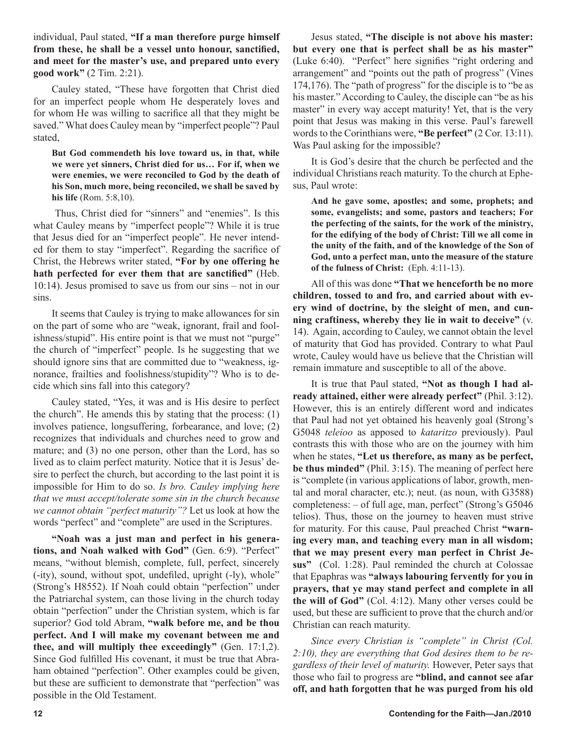individual, Paul stated, **"If a man therefore purge himself from these, he shall be a vessel unto honour, sanctified, and meet for the master's use, and prepared unto every good work"** (2 Tim. 2:21).

Cauley stated, "These have forgotten that Christ died for an imperfect people whom He desperately loves and for whom He was willing to sacrifice all that they might be saved." What does Cauley mean by "imperfect people"? Paul stated,

> **But God commendeth his love toward us, in that, while we were yet sinners, Christ died for us… For if, when we were enemies, we were reconciled to God by the death of his Son, much more, being reconciled, we shall be saved by his life** (Rom. 5:8,10).

Thus, Christ died for "sinners" and "enemies". Is this what Cauley means by "imperfect people"? While it is true that Jesus died for an "imperfect people". He never intended for them to stay "imperfect". Regarding the sacrifice of Christ, the Hebrews writer stated, **"For by one offering he hath perfected for ever them that are sanctified"** (Heb. 10:14). Jesus promised to save us from our sins – not in our sins.

It seems that Cauley is trying to make allowances for sin on the part of some who are "weak, ignorant, frail and foolishness/stupid". His entire point is that we must not "purge" the church of "imperfect" people. Is he suggesting that we should ignore sins that are committed due to "weakness, ignorance, frailties and foolishness/stupidity"? Who is to decide which sins fall into this category?

Cauley stated, "Yes, it was and is His desire to perfect the church". He amends this by stating that the process: (1) involves patience, longsuffering, forbearance, and love; (2) recognizes that individuals and churches need to grow and mature; and (3) no one person, other than the Lord, has so lived as to claim perfect maturity. Notice that it is Jesus' desire to perfect the church, but according to the last point it is impossible for Him to do so. *Is bro. Cauley implying here that we must accept/tolerate some sin in the church because we cannot obtain "perfect maturity"?* Let us look at how the words "perfect" and "complete" are used in the Scriptures.

**"Noah was a just man and perfect in his generations, and Noah walked with God"** (Gen. 6:9). "Perfect" means, "without blemish, complete, full, perfect, sincerely (-ity), sound, without spot, undefiled, upright (-ly), whole" (Strong's H8552). If Noah could obtain "perfection" under the Patriarchal system, can those living in the church today obtain "perfection" under the Christian system, which is far superior? God told Abram, **"walk before me, and be thou perfect. And I will make my covenant between me and thee, and will multiply thee exceedingly"** (Gen. 17:1,2). Since God fulfilled His covenant, it must be true that Abraham obtained "perfection". Other examples could be given, but these are sufficient to demonstrate that "perfection" was possible in the Old Testament.

Jesus stated, **"The disciple is not above his master: but every one that is perfect shall be as his master"** (Luke 6:40). "Perfect" here signifies "right ordering and arrangement" and "points out the path of progress" (Vines 174,176). The "path of progress" for the disciple is to "be as his master." According to Cauley, the disciple can "be as his master" in every way accept maturity! Yet, that is the very point that Jesus was making in this verse. Paul's farewell words to the Corinthians were, **"Be perfect"** (2 Cor. 13:11). Was Paul asking for the impossible?

It is God's desire that the church be perfected and the individual Christians reach maturity. To the church at Ephesus, Paul wrote:

> **And he gave some, apostles; and some, prophets; and some, evangelists; and some, pastors and teachers; For the perfecting of the saints, for the work of the ministry, for the edifying of the body of Christ: Till we all come in the unity of the faith, and of the knowledge of the Son of God, unto a perfect man, unto the measure of the stature of the fulness of Christ:** (Eph. 4:11-13).

All of this was done **"That we henceforth be no more children, tossed to and fro, and carried about with every wind of doctrine, by the sleight of men, and cunning craftiness, whereby they lie in wait to deceive"** (v. 14). Again, according to Cauley, we cannot obtain the level of maturity that God has provided. Contrary to what Paul wrote, Cauley would have us believe that the Christian will remain immature and susceptible to all of the above.

It is true that Paul stated, **"Not as though I had already attained, either were already perfect"** (Phil. 3:12). However, this is an entirely different word and indicates that Paul had not yet obtained his heavenly goal (Strong's G5048 *teleioo* as apposed to *kataritzo* previously). Paul contrasts this with those who are on the journey with him when he states, **"Let us therefore, as many as be perfect, be thus minded"** (Phil. 3:15). The meaning of perfect here is "complete (in various applications of labor, growth, mental and moral character, etc.); neut. (as noun, with G3588) completeness: – of full age, man, perfect" (Strong's G5046 telios). Thus, those on the journey to heaven must strive for maturity. For this cause, Paul preached Christ **"warning every man, and teaching every man in all wisdom; that we may present every man perfect in Christ Jesus"** (Col. 1:28). Paul reminded the church at Colossae that Epaphras was **"always labouring fervently for you in prayers, that ye may stand perfect and complete in all the will of God"** (Col. 4:12). Many other verses could be used, but these are sufficient to prove that the church and/or Christian can reach maturity.

*Since every Christian is "complete" in Christ (Col. 2:10), they are everything that God desires them to be regardless of their level of maturity.* However, Peter says that those who fail to progress are **"blind, and cannot see afar off, and hath forgotten that he was purged from his old**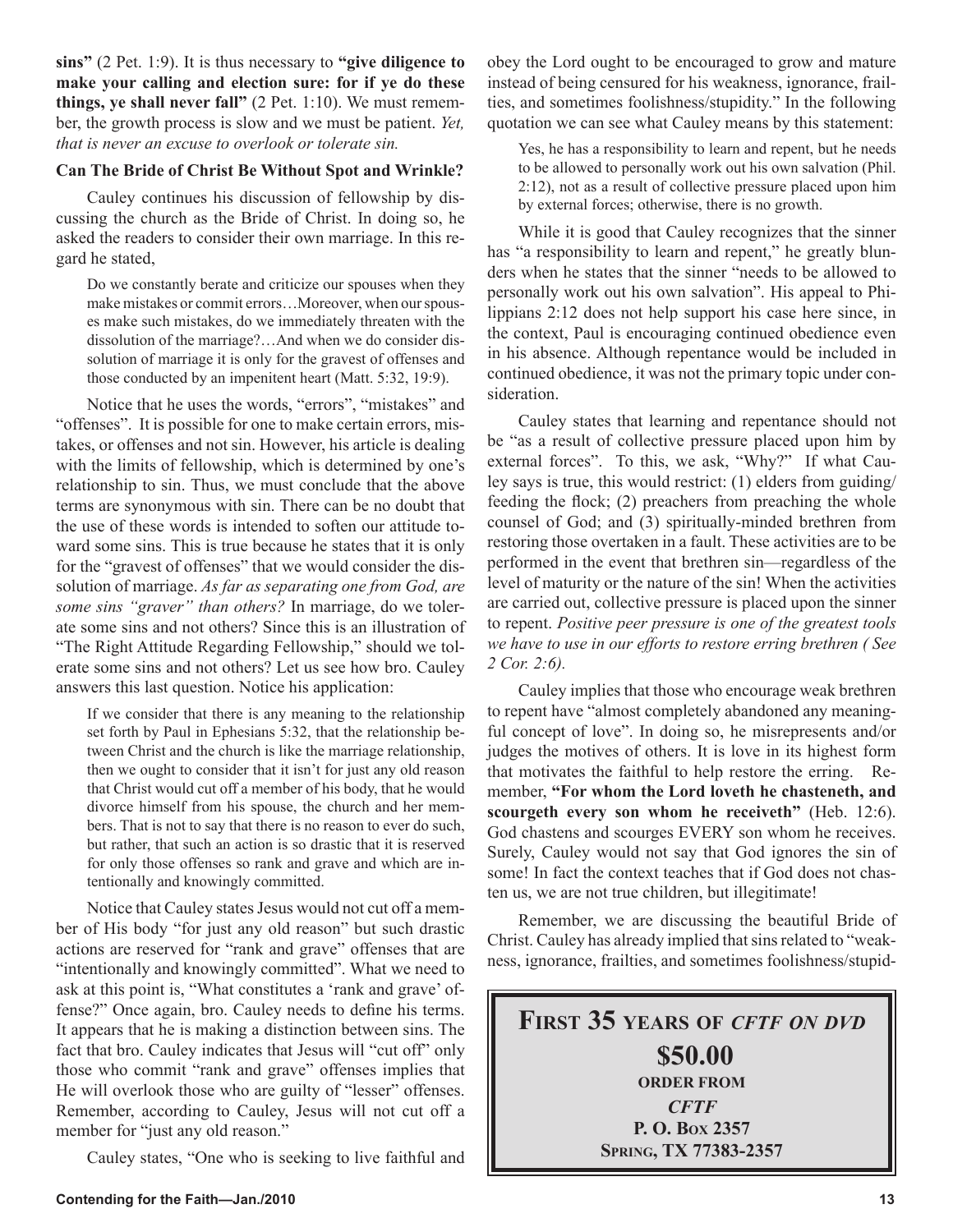**sins"** (2 Pet. 1:9). It is thus necessary to **"give diligence to make your calling and election sure: for if ye do these things, ye shall never fall"** (2 Pet. 1:10). We must remember, the growth process is slow and we must be patient. *Yet, that is never an excuse to overlook or tolerate sin.*

### Can The Bride of Christ Be Without Spot and Wrinkle?

Cauley continues his discussion of fellowship by discussing the church as the Bride of Christ. In doing so, he asked the readers to consider their own marriage. In this regard he stated,

> Do we constantly berate and criticize our spouses when they make mistakes or commit errors…Moreover, when our spouses make such mistakes, do we immediately threaten with the dissolution of the marriage?…And when we do consider dissolution of marriage it is only for the gravest of offenses and those conducted by an impenitent heart (Matt. 5:32, 19:9).

Notice that he uses the words, "errors", "mistakes" and "offenses". It is possible for one to make certain errors, mistakes, or offenses and not sin. However, his article is dealing with the limits of fellowship, which is determined by one's relationship to sin. Thus, we must conclude that the above terms are synonymous with sin. There can be no doubt that the use of these words is intended to soften our attitude toward some sins. This is true because he states that it is only for the "gravest of offenses" that we would consider the dissolution of marriage. *As far as separating one from God, are some sins "graver" than others?* In marriage, do we tolerate some sins and not others? Since this is an illustration of "The Right Attitude Regarding Fellowship," should we tolerate some sins and not others? Let us see how bro. Cauley answers this last question. Notice his application:

> If we consider that there is any meaning to the relationship set forth by Paul in Ephesians 5:32, that the relationship between Christ and the church is like the marriage relationship, then we ought to consider that it isn't for just any old reason that Christ would cut off a member of his body, that he would divorce himself from his spouse, the church and her members. That is not to say that there is no reason to ever do such, but rather, that such an action is so drastic that it is reserved for only those offenses so rank and grave and which are intentionally and knowingly committed.

Notice that Cauley states Jesus would not cut off a member of His body "for just any old reason" but such drastic actions are reserved for "rank and grave" offenses that are "intentionally and knowingly committed". What we need to ask at this point is, "What constitutes a 'rank and grave' offense?" Once again, bro. Cauley needs to define his terms. It appears that he is making a distinction between sins. The fact that bro. Cauley indicates that Jesus will "cut off" only those who commit "rank and grave" offenses implies that He will overlook those who are guilty of "lesser" offenses. Remember, according to Cauley, Jesus will not cut off a member for "just any old reason."

Cauley states, "One who is seeking to live faithful and obey the Lord ought to be encouraged to grow and mature instead of being censured for his weakness, ignorance, frailties, and sometimes foolishness/stupidity." In the following quotation we can see what Cauley means by this statement:

> Yes, he has a responsibility to learn and repent, but he needs to be allowed to personally work out his own salvation (Phil. 2:12), not as a result of collective pressure placed upon him by external forces; otherwise, there is no growth.

While it is good that Cauley recognizes that the sinner has "a responsibility to learn and repent," he greatly blunders when he states that the sinner "needs to be allowed to personally work out his own salvation". His appeal to Philippians 2:12 does not help support his case here since, in the context, Paul is encouraging continued obedience even in his absence. Although repentance would be included in continued obedience, it was not the primary topic under consideration.

Cauley states that learning and repentance should not be "as a result of collective pressure placed upon him by external forces". To this, we ask, "Why?" If what Cauley says is true, this would restrict: (1) elders from guiding/feeding the flock; (2) preachers from preaching the whole counsel of God; and (3) spiritually-minded brethren from restoring those overtaken in a fault. These activities are to be performed in the event that brethren sin—regardless of the level of maturity or the nature of the sin! When the activities are carried out, collective pressure is placed upon the sinner to repent. *Positive peer pressure is one of the greatest tools we have to use in our efforts to restore erring brethren ( See 2 Cor. 2:6).*

Cauley implies that those who encourage weak brethren to repent have "almost completely abandoned any meaningful concept of love". In doing so, he misrepresents and/or judges the motives of others. It is love in its highest form that motivates the faithful to help restore the erring. Remember, **"For whom the Lord loveth he chasteneth, and scourgeth every son whom he receiveth"** (Heb. 12:6). God chastens and scourges EVERY son whom he receives. Surely, Cauley would not say that God ignores the sin of some! In fact the context teaches that if God does not chasten us, we are not true children, but illegitimate!

Remember, we are discussing the beautiful Bride of Christ. Cauley has already implied that sins related to "weakness, ignorance, frailties, and sometimes foolishness/stupid-

**First 35 years of *CFTF on DVD***

**$50.00**

**ORDER FROM**

***CFTF***

**P. O. Box 2357**

**Spring, TX 77383-2357**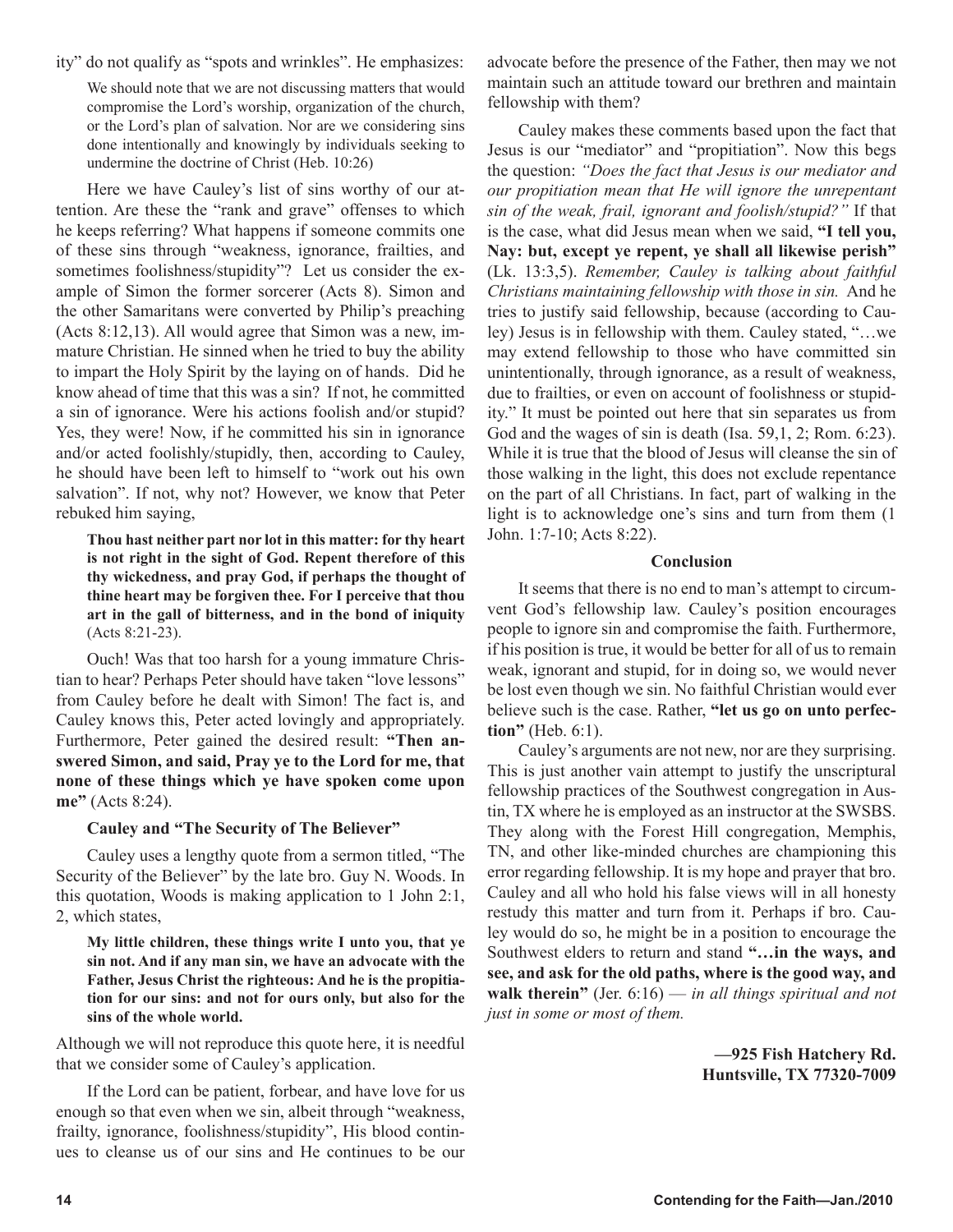ity" do not qualify as "spots and wrinkles". He emphasizes:

> We should note that we are not discussing matters that would compromise the Lord's worship, organization of the church, or the Lord's plan of salvation. Nor are we considering sins done intentionally and knowingly by individuals seeking to undermine the doctrine of Christ (Heb. 10:26)

Here we have Cauley's list of sins worthy of our attention. Are these the "rank and grave" offenses to which he keeps referring? What happens if someone commits one of these sins through "weakness, ignorance, frailties, and sometimes foolishness/stupidity"? Let us consider the example of Simon the former sorcerer (Acts 8). Simon and the other Samaritans were converted by Philip's preaching (Acts 8:12,13). All would agree that Simon was a new, immature Christian. He sinned when he tried to buy the ability to impart the Holy Spirit by the laying on of hands. Did he know ahead of time that this was a sin? If not, he committed a sin of ignorance. Were his actions foolish and/or stupid? Yes, they were! Now, if he committed his sin in ignorance and/or acted foolishly/stupidly, then, according to Cauley, he should have been left to himself to "work out his own salvation". If not, why not? However, we know that Peter rebuked him saying,

> **Thou hast neither part nor lot in this matter: for thy heart is not right in the sight of God. Repent therefore of this thy wickedness, and pray God, if perhaps the thought of thine heart may be forgiven thee. For I perceive that thou art in the gall of bitterness, and in the bond of iniquity** (Acts 8:21-23).

Ouch! Was that too harsh for a young immature Christian to hear? Perhaps Peter should have taken "love lessons" from Cauley before he dealt with Simon! The fact is, and Cauley knows this, Peter acted lovingly and appropriately. Furthermore, Peter gained the desired result: **"Then answered Simon, and said, Pray ye to the Lord for me, that none of these things which ye have spoken come upon me"** (Acts 8:24).

### Cauley and "The Security of The Believer"

Cauley uses a lengthy quote from a sermon titled, "The Security of the Believer" by the late bro. Guy N. Woods. In this quotation, Woods is making application to 1 John 2:1, 2, which states,

> **My little children, these things write I unto you, that ye sin not. And if any man sin, we have an advocate with the Father, Jesus Christ the righteous: And he is the propitiation for our sins: and not for ours only, but also for the sins of the whole world.**

Although we will not reproduce this quote here, it is needful that we consider some of Cauley's application.

> If the Lord can be patient, forbear, and have love for us enough so that even when we sin, albeit through "weakness, frailty, ignorance, foolishness/stupidity", His blood continues to cleanse us of our sins and He continues to be our advocate before the presence of the Father, then may we not maintain such an attitude toward our brethren and maintain fellowship with them?

Cauley makes these comments based upon the fact that Jesus is our "mediator" and "propitiation". Now this begs the question: *"Does the fact that Jesus is our mediator and our propitiation mean that He will ignore the unrepentant sin of the weak, frail, ignorant and foolish/stupid?"* If that is the case, what did Jesus mean when we said, **"I tell you, Nay: but, except ye repent, ye shall all likewise perish"** (Lk. 13:3,5). *Remember, Cauley is talking about faithful Christians maintaining fellowship with those in sin.* And he tries to justify said fellowship, because (according to Cauley) Jesus is in fellowship with them. Cauley stated, "…we may extend fellowship to those who have committed sin unintentionally, through ignorance, as a result of weakness, due to frailties, or even on account of foolishness or stupidity." It must be pointed out here that sin separates us from God and the wages of sin is death (Isa. 59,1, 2; Rom. 6:23). While it is true that the blood of Jesus will cleanse the sin of those walking in the light, this does not exclude repentance on the part of all Christians. In fact, part of walking in the light is to acknowledge one's sins and turn from them (1 John. 1:7-10; Acts 8:22).

### Conclusion

It seems that there is no end to man's attempt to circumvent God's fellowship law. Cauley's position encourages people to ignore sin and compromise the faith. Furthermore, if his position is true, it would be better for all of us to remain weak, ignorant and stupid, for in doing so, we would never be lost even though we sin. No faithful Christian would ever believe such is the case. Rather, **"let us go on unto perfection"** (Heb. 6:1).

Cauley's arguments are not new, nor are they surprising. This is just another vain attempt to justify the unscriptural fellowship practices of the Southwest congregation in Austin, TX where he is employed as an instructor at the SWSBS. They along with the Forest Hill congregation, Memphis, TN, and other like-minded churches are championing this error regarding fellowship. It is my hope and prayer that bro. Cauley and all who hold his false views will in all honesty restudy this matter and turn from it. Perhaps if bro. Cauley would do so, he might be in a position to encourage the Southwest elders to return and stand **"…in the ways, and see, and ask for the old paths, where is the good way, and walk therein"** (Jer. 6:16) — *in all things spiritual and not just in some or most of them.*

**—925 Fish Hatchery Rd.**
**Huntsville, TX 77320-7009**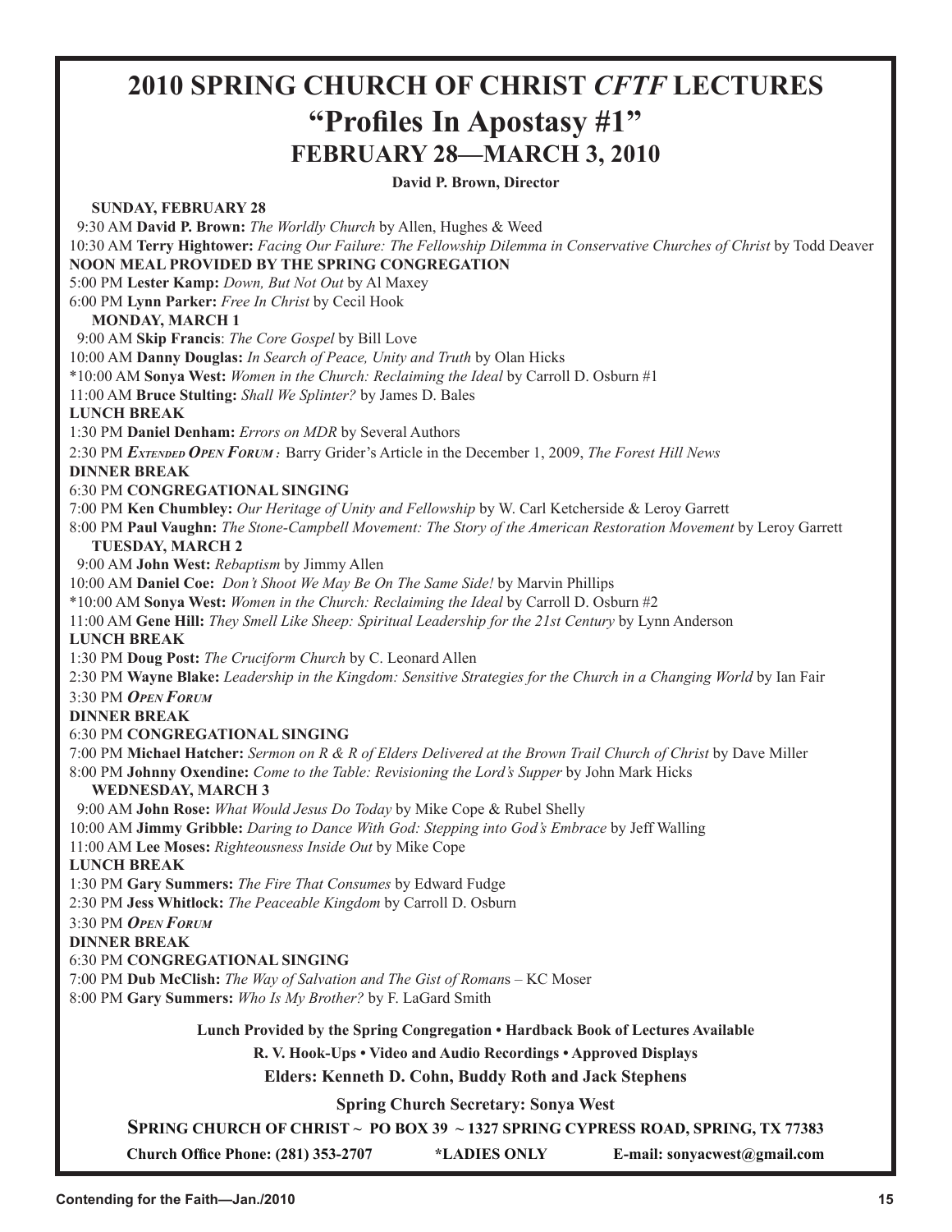# 2010 SPRING CHURCH OF CHRIST *CFTF* LECTURES

## "Profiles In Apostasy #1"

## FEBRUARY 28—MARCH 3, 2010

**David P. Brown, Director**

**SUNDAY, FEBRUARY 28**

9:30 AM **David P. Brown:** *The Worldly Church* by Allen, Hughes & Weed
10:30 AM **Terry Hightower:** *Facing Our Failure: The Fellowship Dilemma in Conservative Churches of Christ* by Todd Deaver
**NOON MEAL PROVIDED BY THE SPRING CONGREGATION**
5:00 PM **Lester Kamp:** *Down, But Not Out* by Al Maxey
6:00 PM **Lynn Parker:** *Free In Christ* by Cecil Hook

**MONDAY, MARCH 1**

9:00 AM **Skip Francis**: *The Core Gospel* by Bill Love
10:00 AM **Danny Douglas:** *In Search of Peace, Unity and Truth* by Olan Hicks
*10:00 AM **Sonya West:** *Women in the Church: Reclaiming the Ideal* by Carroll D. Osburn #1
11:00 AM **Bruce Stulting:** *Shall We Splinter?* by James D. Bales
**LUNCH BREAK**
1:30 PM **Daniel Denham:** *Errors on MDR* by Several Authors
2:30 PM ***Extended Open Forum :*** Barry Grider's Article in the December 1, 2009, *The Forest Hill News*
**DINNER BREAK**
6:30 PM **CONGREGATIONAL SINGING**
7:00 PM **Ken Chumbley:** *Our Heritage of Unity and Fellowship* by W. Carl Ketcherside & Leroy Garrett
8:00 PM **Paul Vaughn:** *The Stone-Campbell Movement: The Story of the American Restoration Movement* by Leroy Garrett

**TUESDAY, MARCH 2**

9:00 AM **John West:** *Rebaptism* by Jimmy Allen
10:00 AM **Daniel Coe:** *Don't Shoot We May Be On The Same Side!* by Marvin Phillips
*10:00 AM **Sonya West:** *Women in the Church: Reclaiming the Ideal* by Carroll D. Osburn #2
11:00 AM **Gene Hill:** *They Smell Like Sheep: Spiritual Leadership for the 21st Century* by Lynn Anderson
**LUNCH BREAK**
1:30 PM **Doug Post:** *The Cruciform Church* by C. Leonard Allen
2:30 PM **Wayne Blake:** *Leadership in the Kingdom: Sensitive Strategies for the Church in a Changing World* by Ian Fair
3:30 PM ***Open Forum***
**DINNER BREAK**
6:30 PM **CONGREGATIONAL SINGING**
7:00 PM **Michael Hatcher:** *Sermon on R & R of Elders Delivered at the Brown Trail Church of Christ* by Dave Miller
8:00 PM **Johnny Oxendine:** *Come to the Table: Revisioning the Lord's Supper* by John Mark Hicks

**WEDNESDAY, MARCH 3**

9:00 AM **John Rose:** *What Would Jesus Do Today* by Mike Cope & Rubel Shelly
10:00 AM **Jimmy Gribble:** *Daring to Dance With God: Stepping into God's Embrace* by Jeff Walling
11:00 AM **Lee Moses:** *Righteousness Inside Out* by Mike Cope
**LUNCH BREAK**
1:30 PM **Gary Summers:** *The Fire That Consumes* by Edward Fudge
2:30 PM **Jess Whitlock:** *The Peaceable Kingdom* by Carroll D. Osburn
3:30 PM ***Open Forum***
**DINNER BREAK**
6:30 PM **CONGREGATIONAL SINGING**
7:00 PM **Dub McClish:** *The Way of Salvation and The Gist of Romans* – KC Moser
8:00 PM **Gary Summers:** *Who Is My Brother?* by F. LaGard Smith

**Lunch Provided by the Spring Congregation • Hardback Book of Lectures Available**

**R. V. Hook-Ups • Video and Audio Recordings • Approved Displays**

**Elders: Kenneth D. Cohn, Buddy Roth and Jack Stephens**

**Spring Church Secretary: Sonya West**

**SPRING CHURCH OF CHRIST ~ PO BOX 39 ~ 1327 SPRING CYPRESS ROAD, SPRING, TX 77383**

**Church Office Phone: (281) 353-2707** **\*LADIES ONLY** **E-mail: sonyacwest@gmail.com**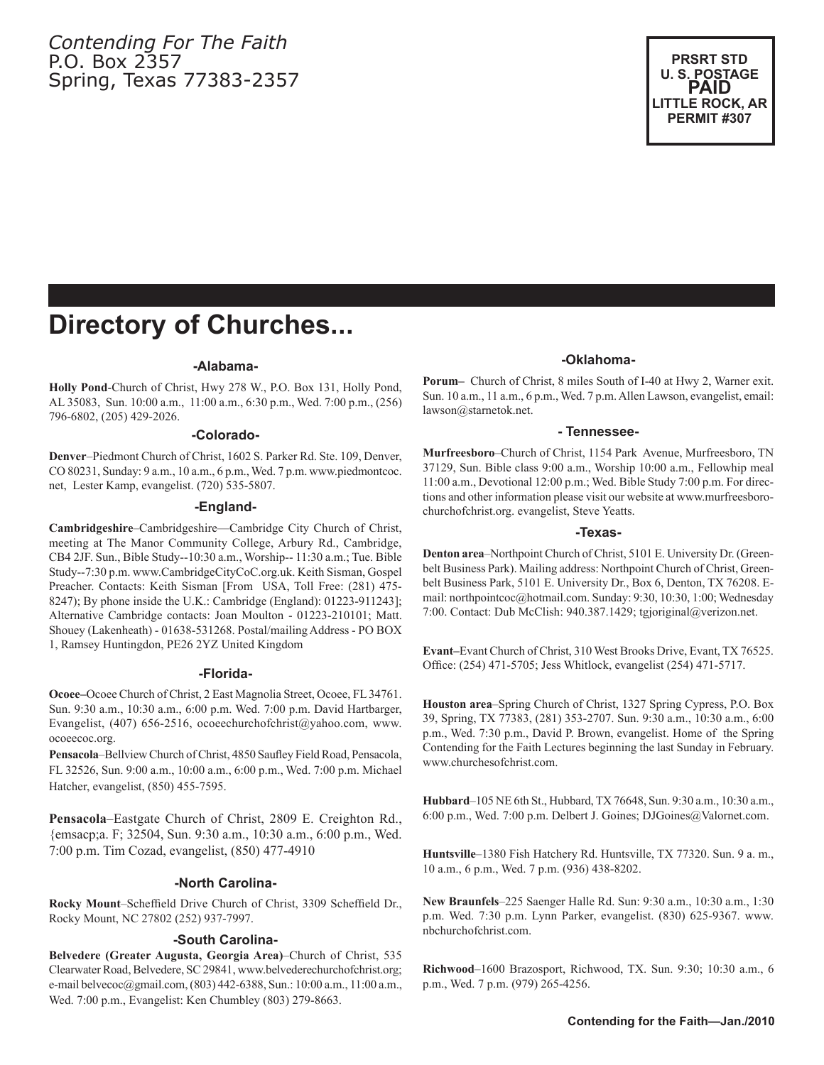*Contending For The Faith*
P.O. Box 2357
Spring, Texas 77383-2357

PRSRT STD
U. S. POSTAGE
**PAID**
LITTLE ROCK, AR
PERMIT #307

# Directory of Churches...

### -Alabama-

**Holly Pond**-Church of Christ, Hwy 278 W., P.O. Box 131, Holly Pond, AL 35083, Sun. 10:00 a.m., 11:00 a.m., 6:30 p.m., Wed. 7:00 p.m., (256) 796-6802, (205) 429-2026.

### -Colorado-

**Denver**–Piedmont Church of Christ, 1602 S. Parker Rd. Ste. 109, Denver, CO 80231, Sunday: 9 a.m., 10 a.m., 6 p.m., Wed. 7 p.m. www.piedmontcoc.net, Lester Kamp, evangelist. (720) 535-5807.

### -England-

**Cambridgeshire**–Cambridgeshire—Cambridge City Church of Christ, meeting at The Manor Community College, Arbury Rd., Cambridge, CB4 2JF. Sun., Bible Study--10:30 a.m., Worship-- 11:30 a.m.; Tue. Bible Study--7:30 p.m. www.CambridgeCityCoC.org.uk. Keith Sisman, Gospel Preacher. Contacts: Keith Sisman [From USA, Toll Free: (281) 475-8247); By phone inside the U.K.: Cambridge (England): 01223-911243]; Alternative Cambridge contacts: Joan Moulton - 01223-210101; Matt. Shouey (Lakenheath) - 01638-531268. Postal/mailing Address - PO BOX 1, Ramsey Huntingdon, PE26 2YZ United Kingdom

### -Florida-

**Ocoee–**Ocoee Church of Christ, 2 East Magnolia Street, Ocoee, FL 34761. Sun. 9:30 a.m., 10:30 a.m., 6:00 p.m. Wed. 7:00 p.m. David Hartbarger, Evangelist, (407) 656-2516, ocoeechurchofchrist@yahoo.com, www.ocoeecoc.org.

**Pensacola**–Bellview Church of Christ, 4850 Saufley Field Road, Pensacola, FL 32526, Sun. 9:00 a.m., 10:00 a.m., 6:00 p.m., Wed. 7:00 p.m. Michael Hatcher, evangelist, (850) 455-7595.

**Pensacola**–Eastgate Church of Christ, 2809 E. Creighton Rd., {emsacp;a. F; 32504, Sun. 9:30 a.m., 10:30 a.m., 6:00 p.m., Wed. 7:00 p.m. Tim Cozad, evangelist, (850) 477-4910

### -North Carolina-

**Rocky Mount**–Scheffield Drive Church of Christ, 3309 Scheffield Dr., Rocky Mount, NC 27802 (252) 937-7997.

### -South Carolina-

**Belvedere (Greater Augusta, Georgia Area)**–Church of Christ, 535 Clearwater Road, Belvedere, SC 29841, www.belvederechurchofchrist.org; e-mail belvecoc@gmail.com, (803) 442-6388, Sun.: 10:00 a.m., 11:00 a.m., Wed. 7:00 p.m., Evangelist: Ken Chumbley (803) 279-8663.

### -Oklahoma-

**Porum–** Church of Christ, 8 miles South of I-40 at Hwy 2, Warner exit. Sun. 10 a.m., 11 a.m., 6 p.m., Wed. 7 p.m. Allen Lawson, evangelist, email: lawson@starnetok.net.

### - Tennessee-

**Murfreesboro**–Church of Christ, 1154 Park Avenue, Murfreesboro, TN 37129, Sun. Bible class 9:00 a.m., Worship 10:00 a.m., Fellowhip meal 11:00 a.m., Devotional 12:00 p.m.; Wed. Bible Study 7:00 p.m. For directions and other information please visit our website at www.murfreesborochurchofchrist.org. evangelist, Steve Yeatts.

### -Texas-

**Denton area**–Northpoint Church of Christ, 5101 E. University Dr. (Greenbelt Business Park). Mailing address: Northpoint Church of Christ, Greenbelt Business Park, 5101 E. University Dr., Box 6, Denton, TX 76208. E-mail: northpointcoc@hotmail.com. Sunday: 9:30, 10:30, 1:00; Wednesday 7:00. Contact: Dub McClish: 940.387.1429; tgjoriginal@verizon.net.

**Evant–**Evant Church of Christ, 310 West Brooks Drive, Evant, TX 76525. Office: (254) 471-5705; Jess Whitlock, evangelist (254) 471-5717.

**Houston area**–Spring Church of Christ, 1327 Spring Cypress, P.O. Box 39, Spring, TX 77383, (281) 353-2707. Sun. 9:30 a.m., 10:30 a.m., 6:00 p.m., Wed. 7:30 p.m., David P. Brown, evangelist. Home of the Spring Contending for the Faith Lectures beginning the last Sunday in February. www.churchesofchrist.com.

**Hubbard**–105 NE 6th St., Hubbard, TX 76648, Sun. 9:30 a.m., 10:30 a.m., 6:00 p.m., Wed. 7:00 p.m. Delbert J. Goines; DJGoines@Valornet.com.

**Huntsville**–1380 Fish Hatchery Rd. Huntsville, TX 77320. Sun. 9 a. m., 10 a.m., 6 p.m., Wed. 7 p.m. (936) 438-8202.

**New Braunfels**–225 Saenger Halle Rd. Sun: 9:30 a.m., 10:30 a.m., 1:30 p.m. Wed. 7:30 p.m. Lynn Parker, evangelist. (830) 625-9367. www.nbchurchofchrist.com.

**Richwood**–1600 Brazosport, Richwood, TX. Sun. 9:30; 10:30 a.m., 6 p.m., Wed. 7 p.m. (979) 265-4256.